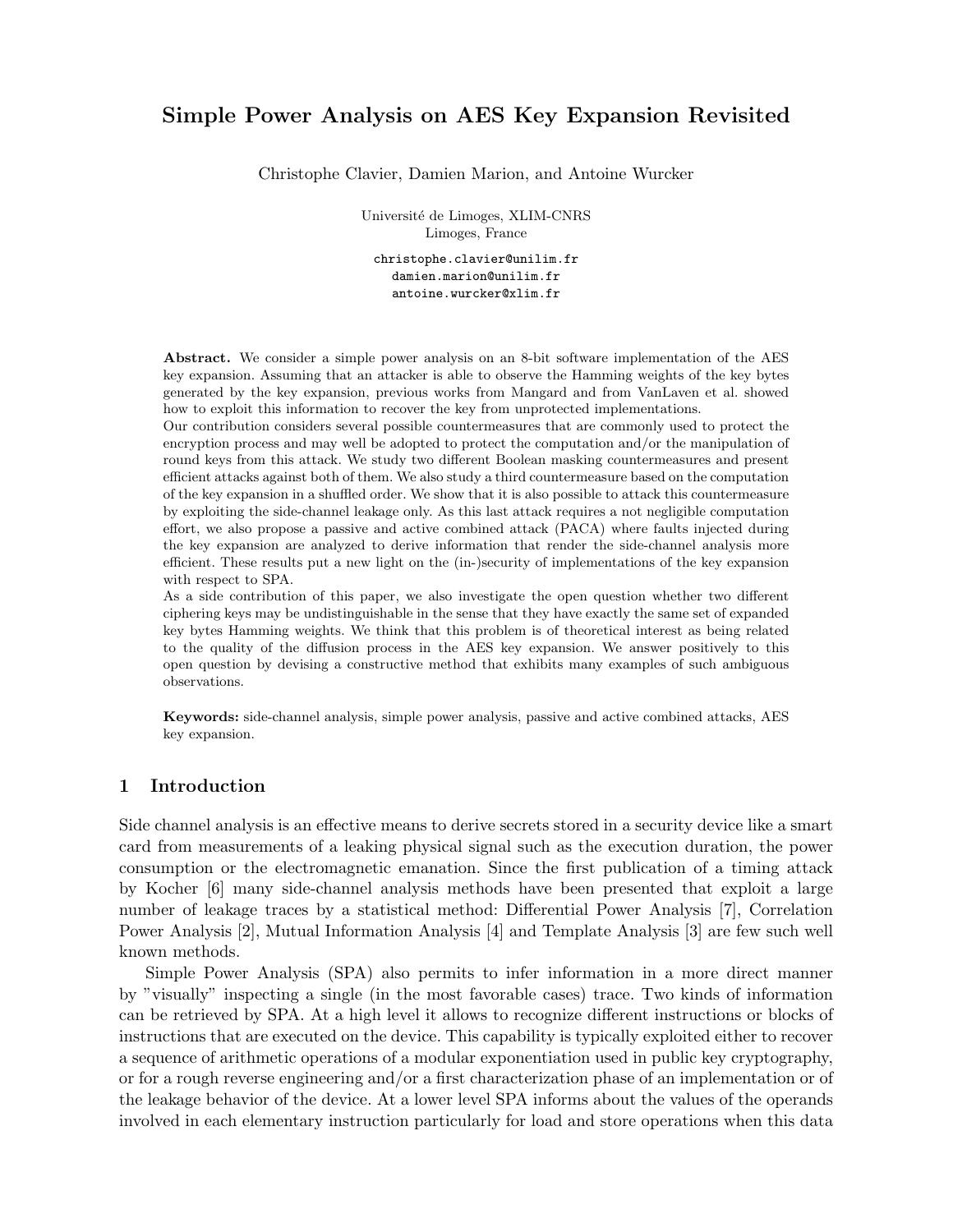# Simple Power Analysis on AES Key Expansion Revisited

Christophe Clavier, Damien Marion, and Antoine Wurcker

Université de Limoges, XLIM-CNRS
Limoges, France

christophe.clavier@unilim.fr
damien.marion@unilim.fr
antoine.wurcker@xlim.fr

**Abstract.** We consider a simple power analysis on an 8-bit software implementation of the AES key expansion. Assuming that an attacker is able to observe the Hamming weights of the key bytes generated by the key expansion, previous works from Mangard and from VanLaven et al. showed how to exploit this information to recover the key from unprotected implementations.
Our contribution considers several possible countermeasures that are commonly used to protect the encryption process and may well be adopted to protect the computation and/or the manipulation of round keys from this attack. We study two different Boolean masking countermeasures and present efficient attacks against both of them. We also study a third countermeasure based on the computation of the key expansion in a shuffled order. We show that it is also possible to attack this countermeasure by exploiting the side-channel leakage only. As this last attack requires a not negligible computation effort, we also propose a passive and active combined attack (PACA) where faults injected during the key expansion are analyzed to derive information that render the side-channel analysis more efficient. These results put a new light on the (in-)security of implementations of the key expansion with respect to SPA.
As a side contribution of this paper, we also investigate the open question whether two different ciphering keys may be undistinguishable in the sense that they have exactly the same set of expanded key bytes Hamming weights. We think that this problem is of theoretical interest as being related to the quality of the diffusion process in the AES key expansion. We answer positively to this open question by devising a constructive method that exhibits many examples of such ambiguous observations.

**Keywords:** side-channel analysis, simple power analysis, passive and active combined attacks, AES key expansion.

## 1 Introduction

Side channel analysis is an effective means to derive secrets stored in a security device like a smart card from measurements of a leaking physical signal such as the execution duration, the power consumption or the electromagnetic emanation. Since the first publication of a timing attack by Kocher [6] many side-channel analysis methods have been presented that exploit a large number of leakage traces by a statistical method: Differential Power Analysis [7], Correlation Power Analysis [2], Mutual Information Analysis [4] and Template Analysis [3] are few such well known methods.

Simple Power Analysis (SPA) also permits to infer information in a more direct manner by "visually" inspecting a single (in the most favorable cases) trace. Two kinds of information can be retrieved by SPA. At a high level it allows to recognize different instructions or blocks of instructions that are executed on the device. This capability is typically exploited either to recover a sequence of arithmetic operations of a modular exponentiation used in public key cryptography, or for a rough reverse engineering and/or a first characterization phase of an implementation or of the leakage behavior of the device. At a lower level SPA informs about the values of the operands involved in each elementary instruction particularly for load and store operations when this data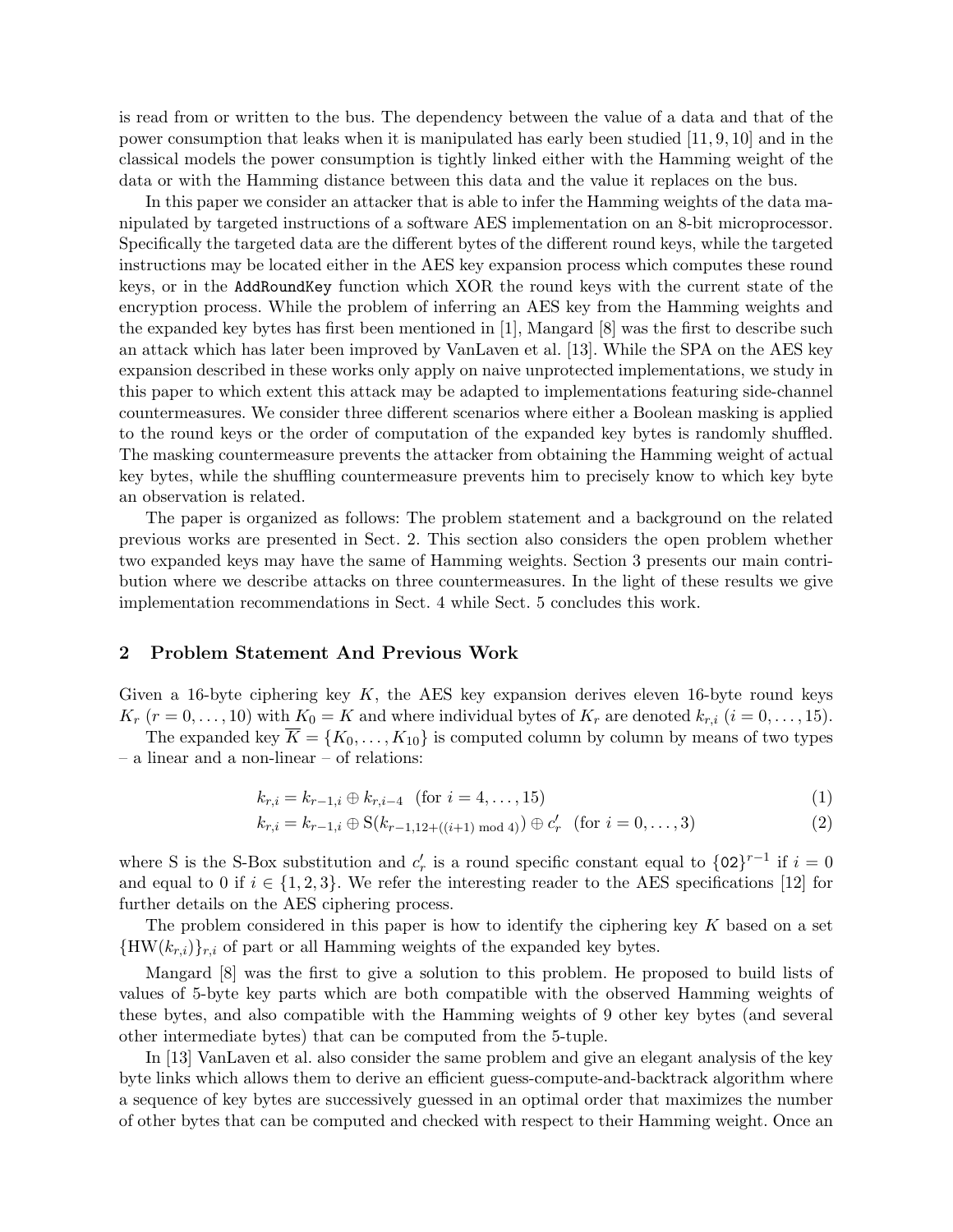is read from or written to the bus. The dependency between the value of a data and that of the power consumption that leaks when it is manipulated has early been studied [11, 9, 10] and in the classical models the power consumption is tightly linked either with the Hamming weight of the data or with the Hamming distance between this data and the value it replaces on the bus.

In this paper we consider an attacker that is able to infer the Hamming weights of the data manipulated by targeted instructions of a software AES implementation on an 8-bit microprocessor. Specifically the targeted data are the different bytes of the different round keys, while the targeted instructions may be located either in the AES key expansion process which computes these round keys, or in the `AddRoundKey` function which XOR the round keys with the current state of the encryption process. While the problem of inferring an AES key from the Hamming weights and the expanded key bytes has first been mentioned in [1], Mangard [8] was the first to describe such an attack which has later been improved by VanLaven et al. [13]. While the SPA on the AES key expansion described in these works only apply on naive unprotected implementations, we study in this paper to which extent this attack may be adapted to implementations featuring side-channel countermeasures. We consider three different scenarios where either a Boolean masking is applied to the round keys or the order of computation of the expanded key bytes is randomly shuffled. The masking countermeasure prevents the attacker from obtaining the Hamming weight of actual key bytes, while the shuffling countermeasure prevents him to precisely know to which key byte an observation is related.

The paper is organized as follows: The problem statement and a background on the related previous works are presented in Sect. 2. This section also considers the open problem whether two expanded keys may have the same of Hamming weights. Section 3 presents our main contribution where we describe attacks on three countermeasures. In the light of these results we give implementation recommendations in Sect. 4 while Sect. 5 concludes this work.

## 2 Problem Statement And Previous Work

Given a 16-byte ciphering key $K$, the AES key expansion derives eleven 16-byte round keys $K_r$ ($r = 0, \ldots, 10$) with $K_0 = K$ and where individual bytes of $K_r$ are denoted $k_{r,i}$ ($i = 0, \ldots, 15$).

The expanded key $\overline{K} = \{K_0, \ldots, K_{10}\}$ is computed column by column by means of two types – a linear and a non-linear – of relations:

$$k_{r,i} = k_{r-1,i} \oplus k_{r,i-4} \quad (\text{for } i = 4, \ldots, 15) \tag{1}$$

$$k_{r,i} = k_{r-1,i} \oplus \mathrm{S}(k_{r-1,12+((i+1) \bmod 4)}) \oplus c'_r \quad (\text{for } i = 0, \ldots, 3) \tag{2}$$

where S is the S-Box substitution and $c'_r$ is a round specific constant equal to $\{02\}^{r-1}$ if $i = 0$ and equal to 0 if $i \in \{1, 2, 3\}$. We refer the interesting reader to the AES specifications [12] for further details on the AES ciphering process.

The problem considered in this paper is how to identify the ciphering key $K$ based on a set $\{\mathrm{HW}(k_{r,i})\}_{r,i}$ of part or all Hamming weights of the expanded key bytes.

Mangard [8] was the first to give a solution to this problem. He proposed to build lists of values of 5-byte key parts which are both compatible with the observed Hamming weights of these bytes, and also compatible with the Hamming weights of 9 other key bytes (and several other intermediate bytes) that can be computed from the 5-tuple.

In [13] VanLaven et al. also consider the same problem and give an elegant analysis of the key byte links which allows them to derive an efficient guess-compute-and-backtrack algorithm where a sequence of key bytes are successively guessed in an optimal order that maximizes the number of other bytes that can be computed and checked with respect to their Hamming weight. Once an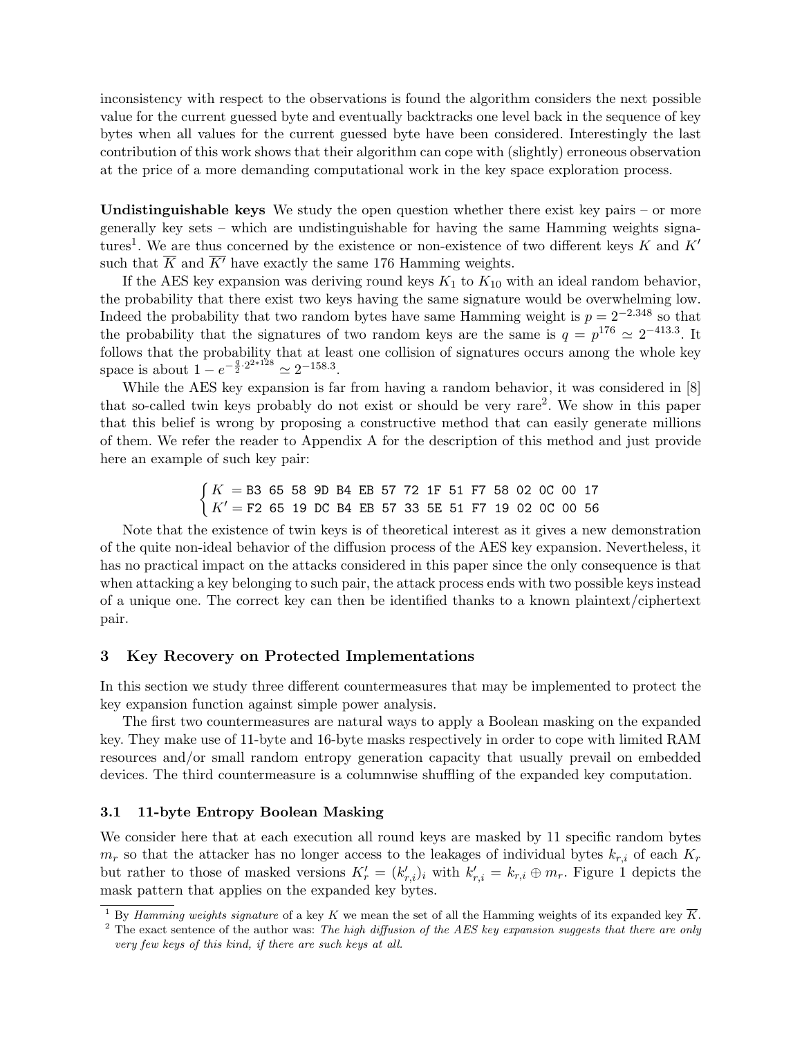inconsistency with respect to the observations is found the algorithm considers the next possible value for the current guessed byte and eventually backtracks one level back in the sequence of key bytes when all values for the current guessed byte have been considered. Interestingly the last contribution of this work shows that their algorithm can cope with (slightly) erroneous observation at the price of a more demanding computational work in the key space exploration process.

**Undistinguishable keys** We study the open question whether there exist key pairs – or more generally key sets – which are undistinguishable for having the same Hamming weights signatures[1]. We are thus concerned by the existence or non-existence of two different keys $K$ and $K'$ such that $\overline{K}$ and $\overline{K'}$ have exactly the same 176 Hamming weights.

If the AES key expansion was deriving round keys $K_1$ to $K_{10}$ with an ideal random behavior, the probability that there exist two keys having the same signature would be overwhelming low. Indeed the probability that two random bytes have same Hamming weight is $p = 2^{-2.348}$ so that the probability that the signatures of two random keys are the same is $q = p^{176} \simeq 2^{-413.3}$. It follows that the probability that at least one collision of signatures occurs among the whole key space is about $1 - e^{-\frac{q}{2} \cdot 2^{2*128}} \simeq 2^{-158.3}$.

While the AES key expansion is far from having a random behavior, it was considered in [8] that so-called twin keys probably do not exist or should be very rare[2]. We show in this paper that this belief is wrong by proposing a constructive method that can easily generate millions of them. We refer the reader to Appendix A for the description of this method and just provide here an example of such key pair:

$$\begin{cases} K = \texttt{B3 65 58 9D B4 EB 57 72 1F 51 F7 58 02 0C 00 17} \\ K' = \texttt{F2 65 19 DC B4 EB 57 33 5E 51 F7 19 02 0C 00 56} \end{cases}$$

Note that the existence of twin keys is of theoretical interest as it gives a new demonstration of the quite non-ideal behavior of the diffusion process of the AES key expansion. Nevertheless, it has no practical impact on the attacks considered in this paper since the only consequence is that when attacking a key belonging to such pair, the attack process ends with two possible keys instead of a unique one. The correct key can then be identified thanks to a known plaintext/ciphertext pair.

## 3 Key Recovery on Protected Implementations

In this section we study three different countermeasures that may be implemented to protect the key expansion function against simple power analysis.

The first two countermeasures are natural ways to apply a Boolean masking on the expanded key. They make use of 11-byte and 16-byte masks respectively in order to cope with limited RAM resources and/or small random entropy generation capacity that usually prevail on embedded devices. The third countermeasure is a columnwise shuffling of the expanded key computation.

### 3.1 11-byte Entropy Boolean Masking

We consider here that at each execution all round keys are masked by 11 specific random bytes $m_r$ so that the attacker has no longer access to the leakages of individual bytes $k_{r,i}$ of each $K_r$ but rather to those of masked versions $K'_r = (k'_{r,i})_i$ with $k'_{r,i} = k_{r,i} \oplus m_r$. Figure 1 depicts the mask pattern that applies on the expanded key bytes.

---

[1] By *Hamming weights signature* of a key $K$ we mean the set of all the Hamming weights of its expanded key $\overline{K}$.

[2] The exact sentence of the author was: *The high diffusion of the AES key expansion suggests that there are only very few keys of this kind, if there are such keys at all.*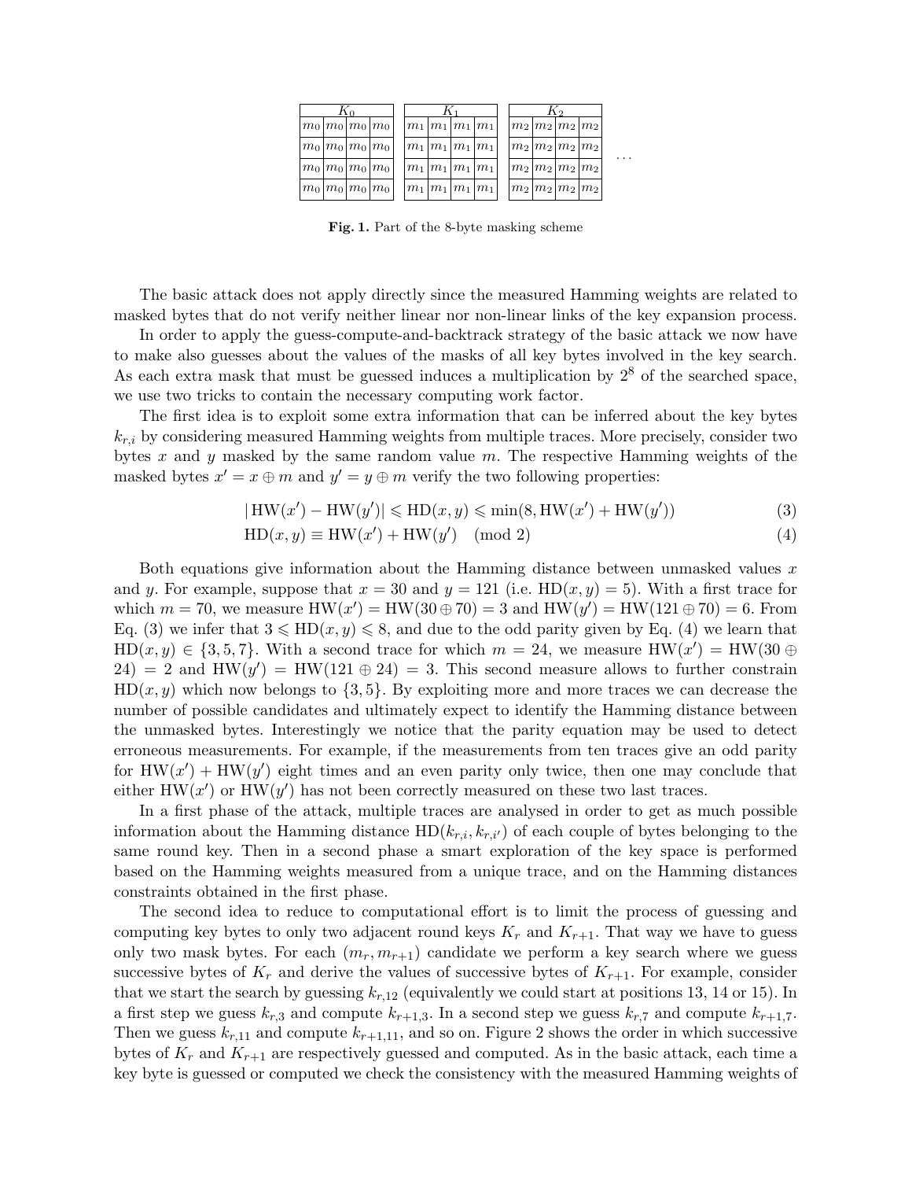| $K_0$ | | | | | $K_1$ | | | | | $K_2$ | | | | |
|---|---|---|---|---|---|---|---|---|---|---|---|---|---|---|
| $m_0$ | $m_0$ | $m_0$ | $m_0$ | | $m_1$ | $m_1$ | $m_1$ | $m_1$ | | $m_2$ | $m_2$ | $m_2$ | $m_2$ | |
| $m_0$ | $m_0$ | $m_0$ | $m_0$ | | $m_1$ | $m_1$ | $m_1$ | $m_1$ | | $m_2$ | $m_2$ | $m_2$ | $m_2$ | ... |
| $m_0$ | $m_0$ | $m_0$ | $m_0$ | | $m_1$ | $m_1$ | $m_1$ | $m_1$ | | $m_2$ | $m_2$ | $m_2$ | $m_2$ | |
| $m_0$ | $m_0$ | $m_0$ | $m_0$ | | $m_1$ | $m_1$ | $m_1$ | $m_1$ | | $m_2$ | $m_2$ | $m_2$ | $m_2$ | |

**Fig. 1.** Part of the 8-byte masking scheme

The basic attack does not apply directly since the measured Hamming weights are related to masked bytes that do not verify neither linear nor non-linear links of the key expansion process.

In order to apply the guess-compute-and-backtrack strategy of the basic attack we now have to make also guesses about the values of the masks of all key bytes involved in the key search. As each extra mask that must be guessed induces a multiplication by $2^8$ of the searched space, we use two tricks to contain the necessary computing work factor.

The first idea is to exploit some extra information that can be inferred about the key bytes $k_{r,i}$ by considering measured Hamming weights from multiple traces. More precisely, consider two bytes $x$ and $y$ masked by the same random value $m$. The respective Hamming weights of the masked bytes $x' = x \oplus m$ and $y' = y \oplus m$ verify the two following properties:

$$|\,\mathrm{HW}(x') - \mathrm{HW}(y')| \leqslant \mathrm{HD}(x, y) \leqslant \min(8, \mathrm{HW}(x') + \mathrm{HW}(y')) \tag{3}$$

$$\mathrm{HD}(x, y) \equiv \mathrm{HW}(x') + \mathrm{HW}(y') \pmod 2 \tag{4}$$

Both equations give information about the Hamming distance between unmasked values $x$ and $y$. For example, suppose that $x = 30$ and $y = 121$ (i.e. $\mathrm{HD}(x, y) = 5$). With a first trace for which $m = 70$, we measure $\mathrm{HW}(x') = \mathrm{HW}(30 \oplus 70) = 3$ and $\mathrm{HW}(y') = \mathrm{HW}(121 \oplus 70) = 6$. From Eq. (3) we infer that $3 \leqslant \mathrm{HD}(x, y) \leqslant 8$, and due to the odd parity given by Eq. (4) we learn that $\mathrm{HD}(x, y) \in \{3, 5, 7\}$. With a second trace for which $m = 24$, we measure $\mathrm{HW}(x') = \mathrm{HW}(30 \oplus 24) = 2$ and $\mathrm{HW}(y') = \mathrm{HW}(121 \oplus 24) = 3$. This second measure allows to further constrain $\mathrm{HD}(x, y)$ which now belongs to $\{3, 5\}$. By exploiting more and more traces we can decrease the number of possible candidates and ultimately expect to identify the Hamming distance between the unmasked bytes. Interestingly we notice that the parity equation may be used to detect erroneous measurements. For example, if the measurements from ten traces give an odd parity for $\mathrm{HW}(x') + \mathrm{HW}(y')$ eight times and an even parity only twice, then one may conclude that either $\mathrm{HW}(x')$ or $\mathrm{HW}(y')$ has not been correctly measured on these two last traces.

In a first phase of the attack, multiple traces are analysed in order to get as much possible information about the Hamming distance $\mathrm{HD}(k_{r,i}, k_{r,i'})$ of each couple of bytes belonging to the same round key. Then in a second phase a smart exploration of the key space is performed based on the Hamming weights measured from a unique trace, and on the Hamming distances constraints obtained in the first phase.

The second idea to reduce to computational effort is to limit the process of guessing and computing key bytes to only two adjacent round keys $K_r$ and $K_{r+1}$. That way we have to guess only two mask bytes. For each $(m_r, m_{r+1})$ candidate we perform a key search where we guess successive bytes of $K_r$ and derive the values of successive bytes of $K_{r+1}$. For example, consider that we start the search by guessing $k_{r,12}$ (equivalently we could start at positions 13, 14 or 15). In a first step we guess $k_{r,3}$ and compute $k_{r+1,3}$. In a second step we guess $k_{r,7}$ and compute $k_{r+1,7}$. Then we guess $k_{r,11}$ and compute $k_{r+1,11}$, and so on. Figure 2 shows the order in which successive bytes of $K_r$ and $K_{r+1}$ are respectively guessed and computed. As in the basic attack, each time a key byte is guessed or computed we check the consistency with the measured Hamming weights of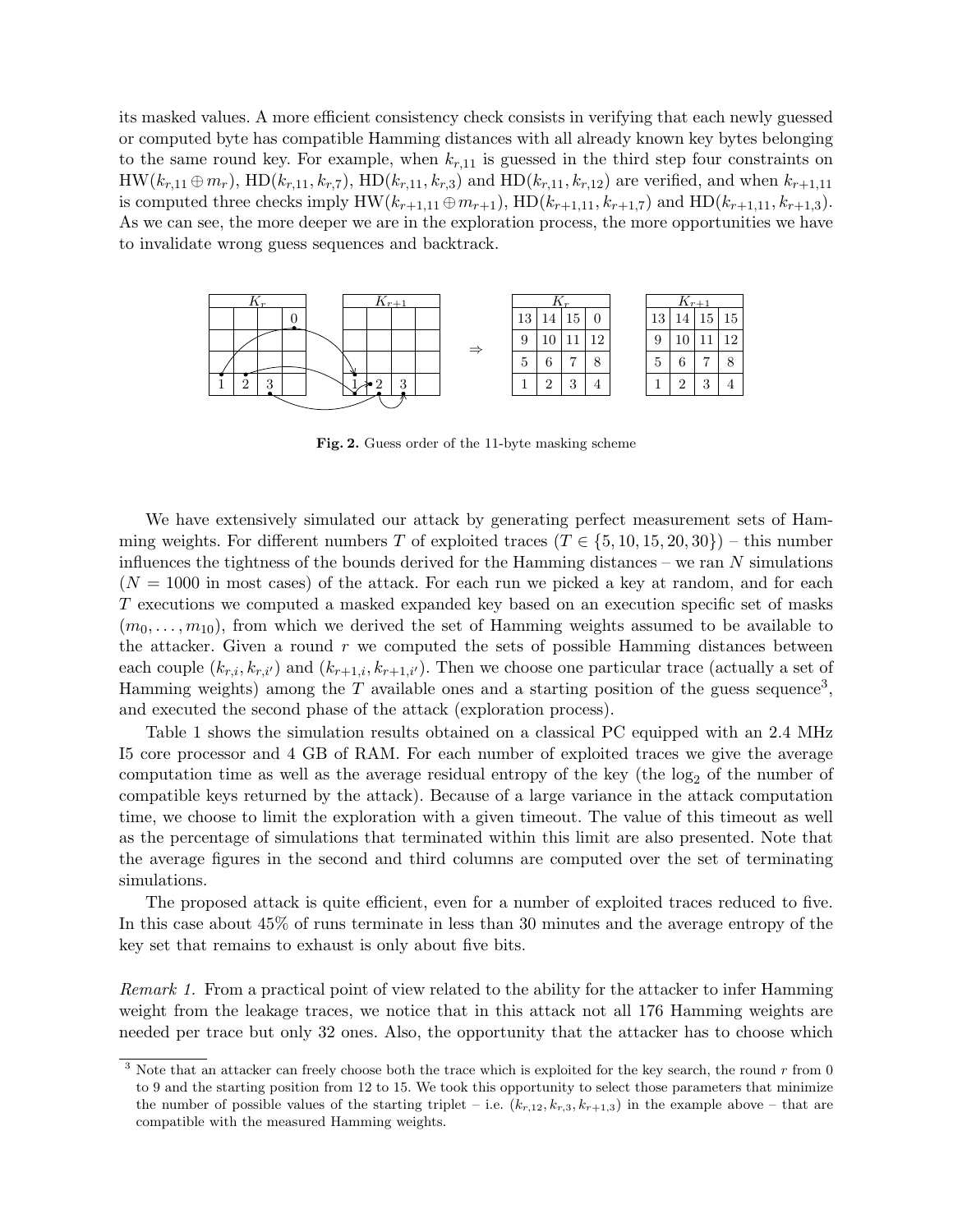its masked values. A more efficient consistency check consists in verifying that each newly guessed or computed byte has compatible Hamming distances with all already known key bytes belonging to the same round key. For example, when $k_{r,11}$ is guessed in the third step four constraints on $\mathrm{HW}(k_{r,11} \oplus m_r)$, $\mathrm{HD}(k_{r,11}, k_{r,7})$, $\mathrm{HD}(k_{r,11}, k_{r,3})$ and $\mathrm{HD}(k_{r,11}, k_{r,12})$ are verified, and when $k_{r+1,11}$ is computed three checks imply $\mathrm{HW}(k_{r+1,11} \oplus m_{r+1})$, $\mathrm{HD}(k_{r+1,11}, k_{r+1,7})$ and $\mathrm{HD}(k_{r+1,11}, k_{r+1,3})$. As we can see, the more deeper we are in the exploration process, the more opportunities we have to invalidate wrong guess sequences and backtrack.

$K_r$

| | | | |
|---|---|---|---|
| | | | 0 |
| | | | |
| | | | |
| 1 | 2 | 3 | |

$K_{r+1}$

| | | | |
|---|---|---|---|
| | | | |
| | | | |
| | | | |
| 1 | 2 | 3 | |

$\Rightarrow$

$K_r$

| | | | |
|---|---|---|---|
| 13 | 14 | 15 | 0 |
| 9 | 10 | 11 | 12 |
| 5 | 6 | 7 | 8 |
| 1 | 2 | 3 | 4 |

$K_{r+1}$

| | | | |
|---|---|---|---|
| 13 | 14 | 15 | 15 |
| 9 | 10 | 11 | 12 |
| 5 | 6 | 7 | 8 |
| 1 | 2 | 3 | 4 |

**Fig. 2.** Guess order of the 11-byte masking scheme

We have extensively simulated our attack by generating perfect measurement sets of Hamming weights. For different numbers $T$ of exploited traces ($T \in \{5, 10, 15, 20, 30\}$) – this number influences the tightness of the bounds derived for the Hamming distances – we ran $N$ simulations ($N = 1000$ in most cases) of the attack. For each run we picked a key at random, and for each $T$ executions we computed a masked expanded key based on an execution specific set of masks $(m_0, \ldots, m_{10})$, from which we derived the set of Hamming weights assumed to be available to the attacker. Given a round $r$ we computed the sets of possible Hamming distances between each couple $(k_{r,i}, k_{r,i'})$ and $(k_{r+1,i}, k_{r+1,i'})$. Then we choose one particular trace (actually a set of Hamming weights) among the $T$ available ones and a starting position of the guess sequence[3], and executed the second phase of the attack (exploration process).

Table 1 shows the simulation results obtained on a classical PC equipped with an 2.4 MHz I5 core processor and 4 GB of RAM. For each number of exploited traces we give the average computation time as well as the average residual entropy of the key (the $\log_2$ of the number of compatible keys returned by the attack). Because of a large variance in the attack computation time, we choose to limit the exploration with a given timeout. The value of this timeout as well as the percentage of simulations that terminated within this limit are also presented. Note that the average figures in the second and third columns are computed over the set of terminating simulations.

The proposed attack is quite efficient, even for a number of exploited traces reduced to five. In this case about 45% of runs terminate in less than 30 minutes and the average entropy of the key set that remains to exhaust is only about five bits.

*Remark 1.* From a practical point of view related to the ability for the attacker to infer Hamming weight from the leakage traces, we notice that in this attack not all 176 Hamming weights are needed per trace but only 32 ones. Also, the opportunity that the attacker has to choose which

[3] Note that an attacker can freely choose both the trace which is exploited for the key search, the round $r$ from 0 to 9 and the starting position from 12 to 15. We took this opportunity to select those parameters that minimize the number of possible values of the starting triplet – i.e. $(k_{r,12}, k_{r,3}, k_{r+1,3})$ in the example above – that are compatible with the measured Hamming weights.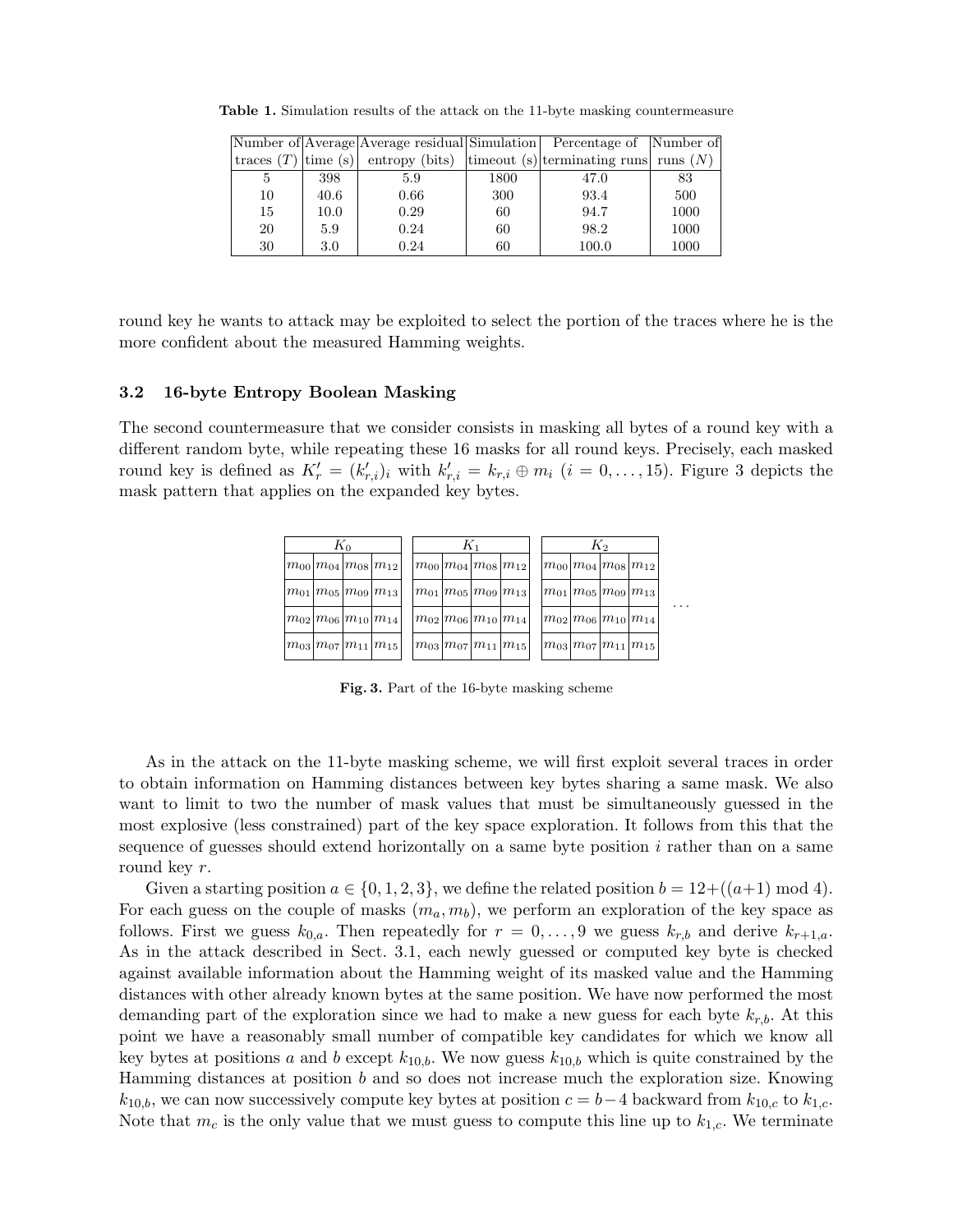**Table 1.** Simulation results of the attack on the 11-byte masking countermeasure

| Number of traces ($T$) | Average time (s) | Average residual entropy (bits) | Simulation timeout (s) | Percentage of terminating runs | Number of runs ($N$) |
|---|---|---|---|---|---|
| 5 | 398 | 5.9 | 1800 | 47.0 | 83 |
| 10 | 40.6 | 0.66 | 300 | 93.4 | 500 |
| 15 | 10.0 | 0.29 | 60 | 94.7 | 1000 |
| 20 | 5.9 | 0.24 | 60 | 98.2 | 1000 |
| 30 | 3.0 | 0.24 | 60 | 100.0 | 1000 |

round key he wants to attack may be exploited to select the portion of the traces where he is the more confident about the measured Hamming weights.

### 3.2 16-byte Entropy Boolean Masking

The second countermeasure that we consider consists in masking all bytes of a round key with a different random byte, while repeating these 16 masks for all round keys. Precisely, each masked round key is defined as $K'_r = (k'_{r,i})_i$ with $k'_{r,i} = k_{r,i} \oplus m_i$ $(i = 0, \ldots, 15)$. Figure 3 depicts the mask pattern that applies on the expanded key bytes.

| $K_0$ | | | |
|---|---|---|---|
| $m_{00}$ | $m_{04}$ | $m_{08}$ | $m_{12}$ |
| $m_{01}$ | $m_{05}$ | $m_{09}$ | $m_{13}$ |
| $m_{02}$ | $m_{06}$ | $m_{10}$ | $m_{14}$ |
| $m_{03}$ | $m_{07}$ | $m_{11}$ | $m_{15}$ |

| $K_1$ | | | |
|---|---|---|---|
| $m_{00}$ | $m_{04}$ | $m_{08}$ | $m_{12}$ |
| $m_{01}$ | $m_{05}$ | $m_{09}$ | $m_{13}$ |
| $m_{02}$ | $m_{06}$ | $m_{10}$ | $m_{14}$ |
| $m_{03}$ | $m_{07}$ | $m_{11}$ | $m_{15}$ |

| $K_2$ | | | |
|---|---|---|---|
| $m_{00}$ | $m_{04}$ | $m_{08}$ | $m_{12}$ |
| $m_{01}$ | $m_{05}$ | $m_{09}$ | $m_{13}$ |
| $m_{02}$ | $m_{06}$ | $m_{10}$ | $m_{14}$ |
| $m_{03}$ | $m_{07}$ | $m_{11}$ | $m_{15}$ |

...

**Fig. 3.** Part of the 16-byte masking scheme

As in the attack on the 11-byte masking scheme, we will first exploit several traces in order to obtain information on Hamming distances between key bytes sharing a same mask. We also want to limit to two the number of mask values that must be simultaneously guessed in the most explosive (less constrained) part of the key space exploration. It follows from this that the sequence of guesses should extend horizontally on a same byte position $i$ rather than on a same round key $r$.

Given a starting position $a \in \{0, 1, 2, 3\}$, we define the related position $b = 12+((a+1) \bmod 4)$. For each guess on the couple of masks $(m_a, m_b)$, we perform an exploration of the key space as follows. First we guess $k_{0,a}$. Then repeatedly for $r = 0, \ldots, 9$ we guess $k_{r,b}$ and derive $k_{r+1,a}$. As in the attack described in Sect. 3.1, each newly guessed or computed key byte is checked against available information about the Hamming weight of its masked value and the Hamming distances with other already known bytes at the same position. We have now performed the most demanding part of the exploration since we had to make a new guess for each byte $k_{r,b}$. At this point we have a reasonably small number of compatible key candidates for which we know all key bytes at positions $a$ and $b$ except $k_{10,b}$. We now guess $k_{10,b}$ which is quite constrained by the Hamming distances at position $b$ and so does not increase much the exploration size. Knowing $k_{10,b}$, we can now successively compute key bytes at position $c = b-4$ backward from $k_{10,c}$ to $k_{1,c}$. Note that $m_c$ is the only value that we must guess to compute this line up to $k_{1,c}$. We terminate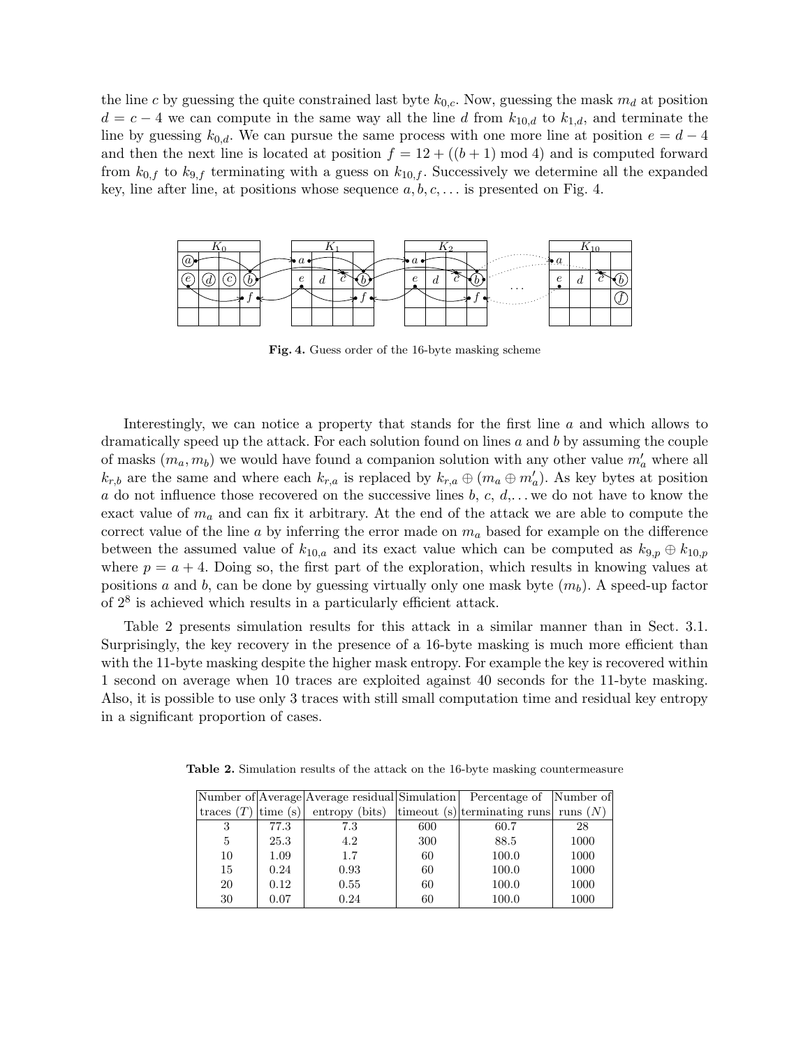the line $c$ by guessing the quite constrained last byte $k_{0,c}$. Now, guessing the mask $m_d$ at position $d = c - 4$ we can compute in the same way all the line $d$ from $k_{10,d}$ to $k_{1,d}$, and terminate the line by guessing $k_{0,d}$. We can pursue the same process with one more line at position $e = d - 4$ and then the next line is located at position $f = 12 + ((b + 1) \bmod 4)$ and is computed forward from $k_{0,f}$ to $k_{9,f}$ terminating with a guess on $k_{10,f}$. Successively we determine all the expanded key, line after line, at positions whose sequence $a, b, c, \ldots$ is presented on Fig. 4.

**Fig. 4.** Guess order of the 16-byte masking scheme

Interestingly, we can notice a property that stands for the first line $a$ and which allows to dramatically speed up the attack. For each solution found on lines $a$ and $b$ by assuming the couple of masks $(m_a, m_b)$ we would have found a companion solution with any other value $m'_a$ where all $k_{r,b}$ are the same and where each $k_{r,a}$ is replaced by $k_{r,a} \oplus (m_a \oplus m'_a)$. As key bytes at position $a$ do not influence those recovered on the successive lines $b$, $c$, $d$,... we do not have to know the exact value of $m_a$ and can fix it arbitrary. At the end of the attack we are able to compute the correct value of the line $a$ by inferring the error made on $m_a$ based for example on the difference between the assumed value of $k_{10,a}$ and its exact value which can be computed as $k_{9,p} \oplus k_{10,p}$ where $p = a + 4$. Doing so, the first part of the exploration, which results in knowing values at positions $a$ and $b$, can be done by guessing virtually only one mask byte ($m_b$). A speed-up factor of $2^8$ is achieved which results in a particularly efficient attack.

Table 2 presents simulation results for this attack in a similar manner than in Sect. 3.1. Surprisingly, the key recovery in the presence of a 16-byte masking is much more efficient than with the 11-byte masking despite the higher mask entropy. For example the key is recovered within 1 second on average when 10 traces are exploited against 40 seconds for the 11-byte masking. Also, it is possible to use only 3 traces with still small computation time and residual key entropy in a significant proportion of cases.

**Table 2.** Simulation results of the attack on the 16-byte masking countermeasure

| Number of traces ($T$) | Average time (s) | Average residual entropy (bits) | Simulation timeout (s) | Percentage of terminating runs | Number of runs ($N$) |
|---|---|---|---|---|---|
| 3 | 77.3 | 7.3 | 600 | 60.7 | 28 |
| 5 | 25.3 | 4.2 | 300 | 88.5 | 1000 |
| 10 | 1.09 | 1.7 | 60 | 100.0 | 1000 |
| 15 | 0.24 | 0.93 | 60 | 100.0 | 1000 |
| 20 | 0.12 | 0.55 | 60 | 100.0 | 1000 |
| 30 | 0.07 | 0.24 | 60 | 100.0 | 1000 |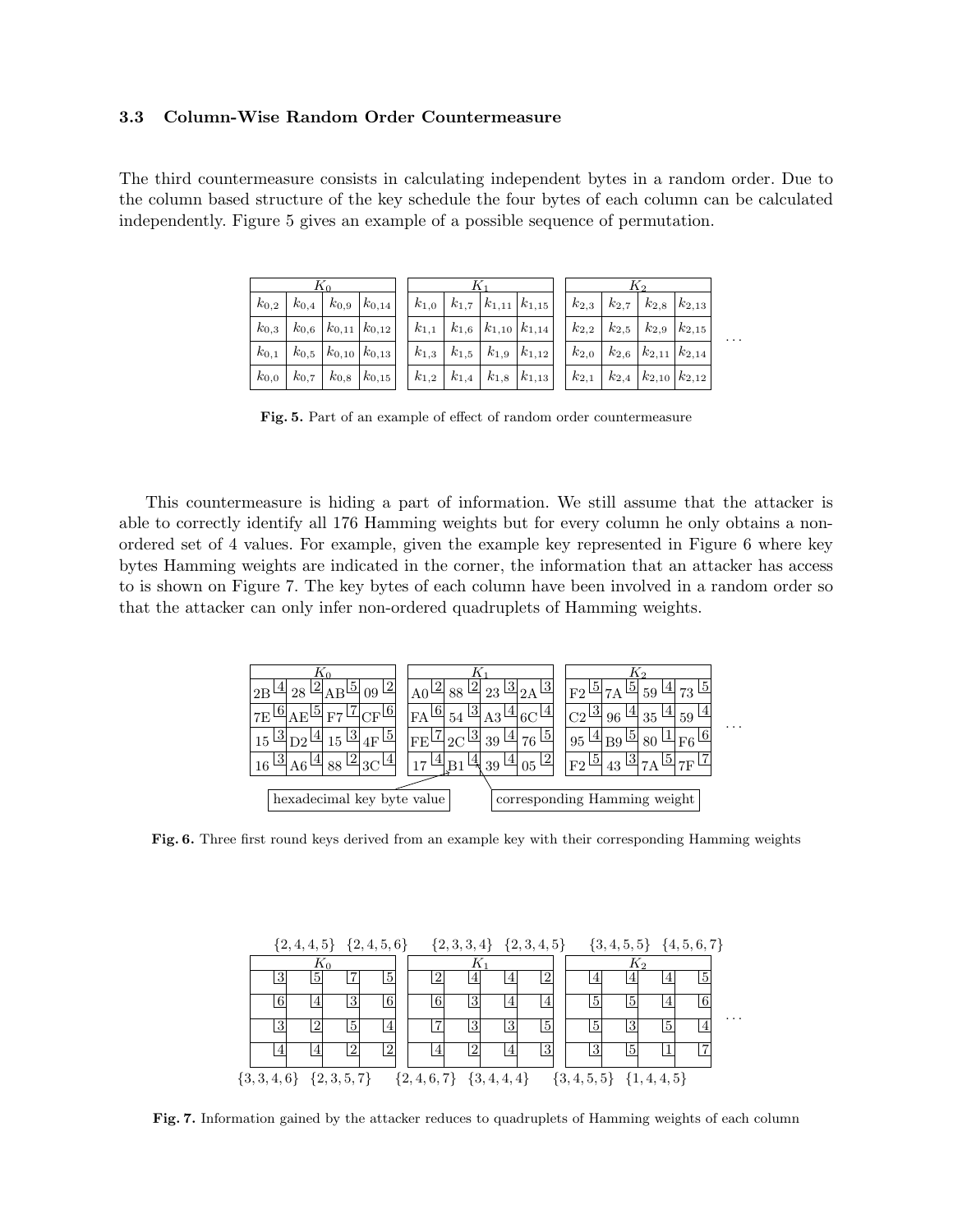### 3.3 Column-Wise Random Order Countermeasure

The third countermeasure consists in calculating independent bytes in a random order. Due to the column based structure of the key schedule the four bytes of each column can be calculated independently. Figure 5 gives an example of a possible sequence of permutation.

| $K_0$ | | | | $K_1$ | | | | $K_2$ | | | | |
|---|---|---|---|---|---|---|---|---|---|---|---|---|
| $k_{0,2}$ | $k_{0,4}$ | $k_{0,9}$ | $k_{0,14}$ | $k_{1,0}$ | $k_{1,7}$ | $k_{1,11}$ | $k_{1,15}$ | $k_{2,3}$ | $k_{2,7}$ | $k_{2,8}$ | $k_{2,13}$ | |
| $k_{0,3}$ | $k_{0,6}$ | $k_{0,11}$ | $k_{0,12}$ | $k_{1,1}$ | $k_{1,6}$ | $k_{1,10}$ | $k_{1,14}$ | $k_{2,2}$ | $k_{2,5}$ | $k_{2,9}$ | $k_{2,15}$ | ... |
| $k_{0,1}$ | $k_{0,5}$ | $k_{0,10}$ | $k_{0,13}$ | $k_{1,3}$ | $k_{1,5}$ | $k_{1,9}$ | $k_{1,12}$ | $k_{2,0}$ | $k_{2,6}$ | $k_{2,11}$ | $k_{2,14}$ | |
| $k_{0,0}$ | $k_{0,7}$ | $k_{0,8}$ | $k_{0,15}$ | $k_{1,2}$ | $k_{1,4}$ | $k_{1,8}$ | $k_{1,13}$ | $k_{2,1}$ | $k_{2,4}$ | $k_{2,10}$ | $k_{2,12}$ | |

**Fig. 5.** Part of an example of effect of random order countermeasure

This countermeasure is hiding a part of information. We still assume that the attacker is able to correctly identify all 176 Hamming weights but for every column he only obtains a non-ordered set of 4 values. For example, given the example key represented in Figure 6 where key bytes Hamming weights are indicated in the corner, the information that an attacker has access to is shown on Figure 7. The key bytes of each column have been involved in a random order so that the attacker can only infer non-ordered quadruplets of Hamming weights.

| $K_0$ | | | | $K_1$ | | | | $K_2$ | | | | |
|---|---|---|---|---|---|---|---|---|---|---|---|---|
| 2B [4] | 28 [2] | AB [5] | 09 [2] | A0 [2] | 88 [2] | 23 [3] | 2A [3] | F2 [5] | 7A [5] | 59 [4] | 73 [5] | |
| 7E [6] | AE [5] | F7 [7] | CF [6] | FA [6] | 54 [3] | A3 [4] | 6C [4] | C2 [3] | 96 [4] | 35 [4] | 59 [4] | ... |
| 15 [3] | D2 [4] | 15 [3] | 4F [5] | FE [7] | 2C [3] | 39 [4] | 76 [5] | 95 [4] | B9 [5] | 80 [1] | F6 [6] | |
| 16 [3] | A6 [4] | 88 [2] | 3C [4] | 17 [4] | B1 [4] | 39 [4] | 05 [2] | F2 [5] | 43 [3] | 7A [5] | 7F [7] | |

hexadecimal key byte value — corresponding Hamming weight

**Fig. 6.** Three first round keys derived from an example key with their corresponding Hamming weights

| | $\{2,4,4,5\}$ | $\{2,4,5,6\}$ | | $\{2,3,3,4\}$ | $\{2,3,4,5\}$ | | $\{3,4,5,5\}$ | $\{4,5,6,7\}$ | | | | |
|---|---|---|---|---|---|---|---|---|---|---|---|---|
| $K_0$ | | | | $K_1$ | | | | $K_2$ | | | | |
| [3] | [5] | [7] | [5] | [2] | [4] | [4] | [2] | [4] | [4] | [4] | [5] | |
| [6] | [4] | [3] | [6] | [6] | [3] | [4] | [4] | [5] | [5] | [4] | [6] | ... |
| [3] | [2] | [5] | [4] | [7] | [3] | [3] | [5] | [5] | [3] | [5] | [4] | |
| [4] | [4] | [2] | [2] | [4] | [2] | [4] | [3] | [3] | [5] | [1] | [7] | |
| $\{3,3,4,6\}$ | $\{2,3,5,7\}$ | | | $\{2,4,6,7\}$ | $\{3,4,4,4\}$ | | | $\{3,4,5,5\}$ | $\{1,4,4,5\}$ | | | |

**Fig. 7.** Information gained by the attacker reduces to quadruplets of Hamming weights of each column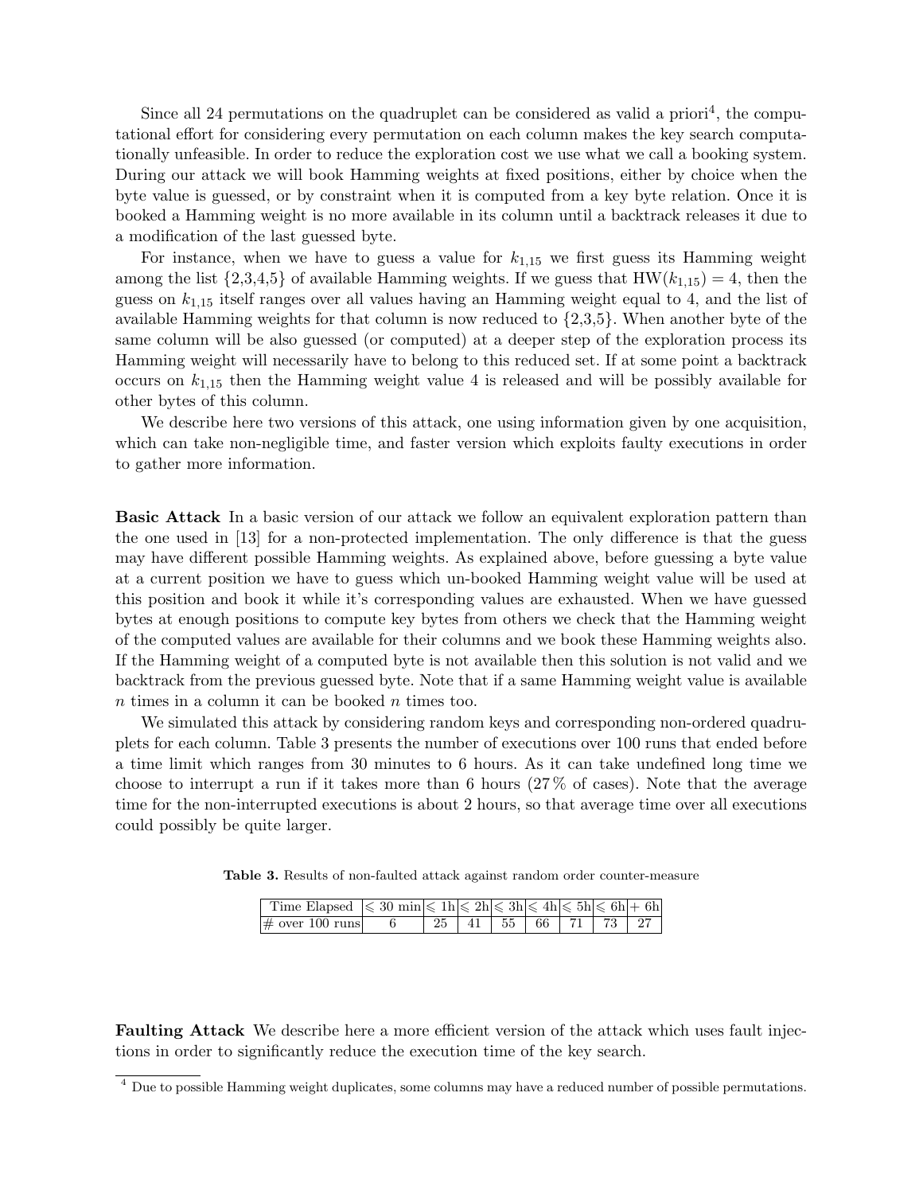Since all 24 permutations on the quadruplet can be considered as valid a priori[4], the computational effort for considering every permutation on each column makes the key search computationally unfeasible. In order to reduce the exploration cost we use what we call a booking system. During our attack we will book Hamming weights at fixed positions, either by choice when the byte value is guessed, or by constraint when it is computed from a key byte relation. Once it is booked a Hamming weight is no more available in its column until a backtrack releases it due to a modification of the last guessed byte.

For instance, when we have to guess a value for $k_{1,15}$ we first guess its Hamming weight among the list {2,3,4,5} of available Hamming weights. If we guess that $\mathrm{HW}(k_{1,15}) = 4$, then the guess on $k_{1,15}$ itself ranges over all values having an Hamming weight equal to 4, and the list of available Hamming weights for that column is now reduced to {2,3,5}. When another byte of the same column will be also guessed (or computed) at a deeper step of the exploration process its Hamming weight will necessarily have to belong to this reduced set. If at some point a backtrack occurs on $k_{1,15}$ then the Hamming weight value 4 is released and will be possibly available for other bytes of this column.

We describe here two versions of this attack, one using information given by one acquisition, which can take non-negligible time, and faster version which exploits faulty executions in order to gather more information.

**Basic Attack** In a basic version of our attack we follow an equivalent exploration pattern than the one used in [13] for a non-protected implementation. The only difference is that the guess may have different possible Hamming weights. As explained above, before guessing a byte value at a current position we have to guess which un-booked Hamming weight value will be used at this position and book it while it's corresponding values are exhausted. When we have guessed bytes at enough positions to compute key bytes from others we check that the Hamming weight of the computed values are available for their columns and we book these Hamming weights also. If the Hamming weight of a computed byte is not available then this solution is not valid and we backtrack from the previous guessed byte. Note that if a same Hamming weight value is available $n$ times in a column it can be booked $n$ times too.

We simulated this attack by considering random keys and corresponding non-ordered quadruplets for each column. Table 3 presents the number of executions over 100 runs that ended before a time limit which ranges from 30 minutes to 6 hours. As it can take undefined long time we choose to interrupt a run if it takes more than 6 hours (27 % of cases). Note that the average time for the non-interrupted executions is about 2 hours, so that average time over all executions could possibly be quite larger.

**Table 3.** Results of non-faulted attack against random order counter-measure

| Time Elapsed | ⩽ 30 min | ⩽ 1h | ⩽ 2h | ⩽ 3h | ⩽ 4h | ⩽ 5h | ⩽ 6h | + 6h |
|---|---|---|---|---|---|---|---|---|
| # over 100 runs | 6 | 25 | 41 | 55 | 66 | 71 | 73 | 27 |

**Faulting Attack** We describe here a more efficient version of the attack which uses fault injections in order to significantly reduce the execution time of the key search.

[4] Due to possible Hamming weight duplicates, some columns may have a reduced number of possible permutations.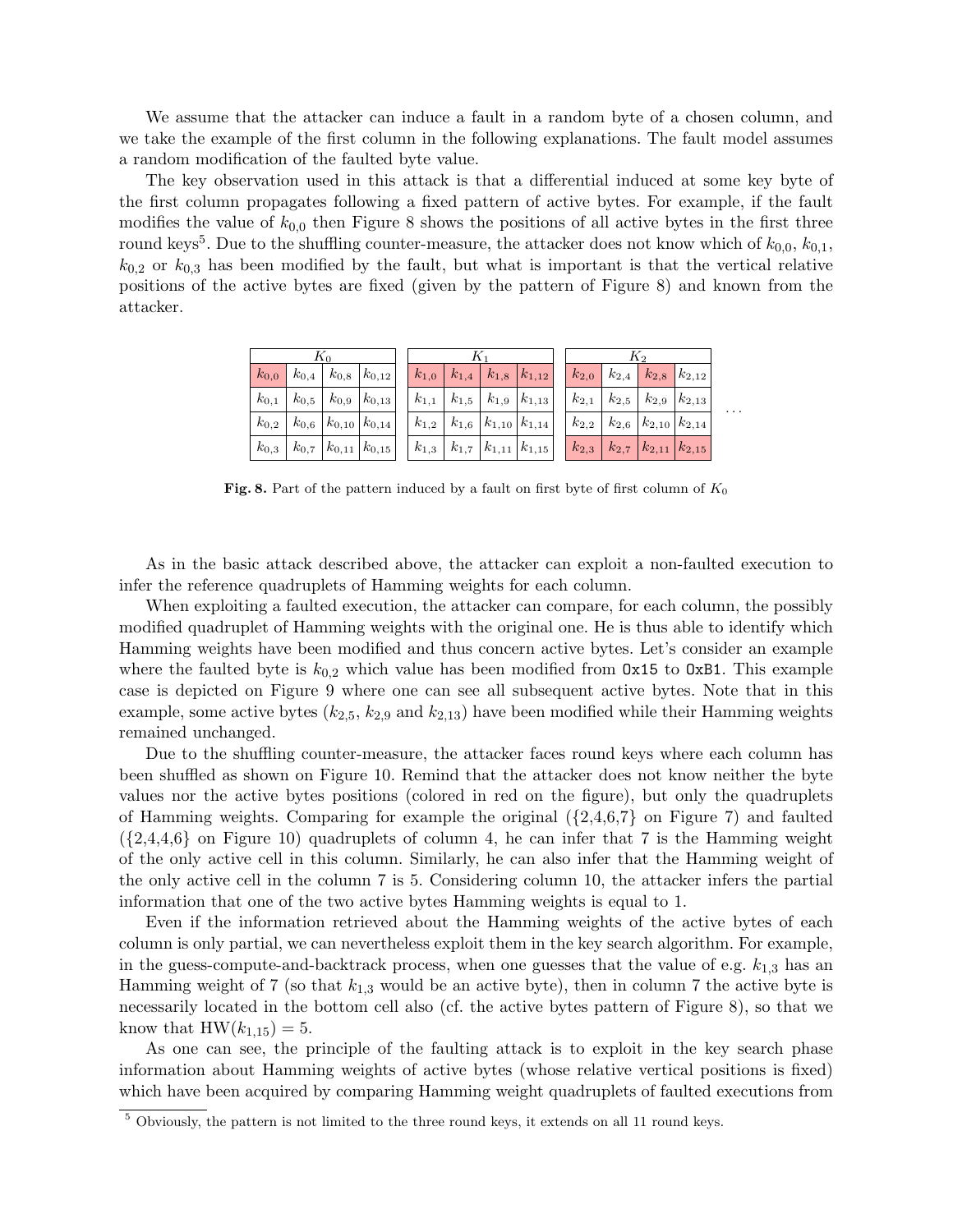We assume that the attacker can induce a fault in a random byte of a chosen column, and we take the example of the first column in the following explanations. The fault model assumes a random modification of the faulted byte value.

The key observation used in this attack is that a differential induced at some key byte of the first column propagates following a fixed pattern of active bytes. For example, if the fault modifies the value of $k_{0,0}$ then Figure 8 shows the positions of all active bytes in the first three round keys[5]. Due to the shuffling counter-measure, the attacker does not know which of $k_{0,0}$, $k_{0,1}$, $k_{0,2}$ or $k_{0,3}$ has been modified by the fault, but what is important is that the vertical relative positions of the active bytes are fixed (given by the pattern of Figure 8) and known from the attacker.

| $K_0$ | | | | $K_1$ | | | | $K_2$ | | | | |
|---|---|---|---|---|---|---|---|---|---|---|---|---|
| $k_{0,0}$ | $k_{0,4}$ | $k_{0,8}$ | $k_{0,12}$ | $k_{1,0}$ | $k_{1,4}$ | $k_{1,8}$ | $k_{1,12}$ | $k_{2,0}$ | $k_{2,4}$ | $k_{2,8}$ | $k_{2,12}$ | |
| $k_{0,1}$ | $k_{0,5}$ | $k_{0,9}$ | $k_{0,13}$ | $k_{1,1}$ | $k_{1,5}$ | $k_{1,9}$ | $k_{1,13}$ | $k_{2,1}$ | $k_{2,5}$ | $k_{2,9}$ | $k_{2,13}$ | ... |
| $k_{0,2}$ | $k_{0,6}$ | $k_{0,10}$ | $k_{0,14}$ | $k_{1,2}$ | $k_{1,6}$ | $k_{1,10}$ | $k_{1,14}$ | $k_{2,2}$ | $k_{2,6}$ | $k_{2,10}$ | $k_{2,14}$ | |
| $k_{0,3}$ | $k_{0,7}$ | $k_{0,11}$ | $k_{0,15}$ | $k_{1,3}$ | $k_{1,7}$ | $k_{1,11}$ | $k_{1,15}$ | $k_{2,3}$ | $k_{2,7}$ | $k_{2,11}$ | $k_{2,15}$ | |

**Fig. 8.** Part of the pattern induced by a fault on first byte of first column of $K_0$

As in the basic attack described above, the attacker can exploit a non-faulted execution to infer the reference quadruplets of Hamming weights for each column.

When exploiting a faulted execution, the attacker can compare, for each column, the possibly modified quadruplet of Hamming weights with the original one. He is thus able to identify which Hamming weights have been modified and thus concern active bytes. Let's consider an example where the faulted byte is $k_{0,2}$ which value has been modified from `0x15` to `0xB1`. This example case is depicted on Figure 9 where one can see all subsequent active bytes. Note that in this example, some active bytes ($k_{2,5}$, $k_{2,9}$ and $k_{2,13}$) have been modified while their Hamming weights remained unchanged.

Due to the shuffling counter-measure, the attacker faces round keys where each column has been shuffled as shown on Figure 10. Remind that the attacker does not know neither the byte values nor the active bytes positions (colored in red on the figure), but only the quadruplets of Hamming weights. Comparing for example the original ({2,4,6,7} on Figure 7) and faulted ({2,4,4,6} on Figure 10) quadruplets of column 4, he can infer that 7 is the Hamming weight of the only active cell in this column. Similarly, he can also infer that the Hamming weight of the only active cell in the column 7 is 5. Considering column 10, the attacker infers the partial information that one of the two active bytes Hamming weights is equal to 1.

Even if the information retrieved about the Hamming weights of the active bytes of each column is only partial, we can nevertheless exploit them in the key search algorithm. For example, in the guess-compute-and-backtrack process, when one guesses that the value of e.g. $k_{1,3}$ has an Hamming weight of 7 (so that $k_{1,3}$ would be an active byte), then in column 7 the active byte is necessarily located in the bottom cell also (cf. the active bytes pattern of Figure 8), so that we know that $\mathrm{HW}(k_{1,15}) = 5$.

As one can see, the principle of the faulting attack is to exploit in the key search phase information about Hamming weights of active bytes (whose relative vertical positions is fixed) which have been acquired by comparing Hamming weight quadruplets of faulted executions from

[5] Obviously, the pattern is not limited to the three round keys, it extends on all 11 round keys.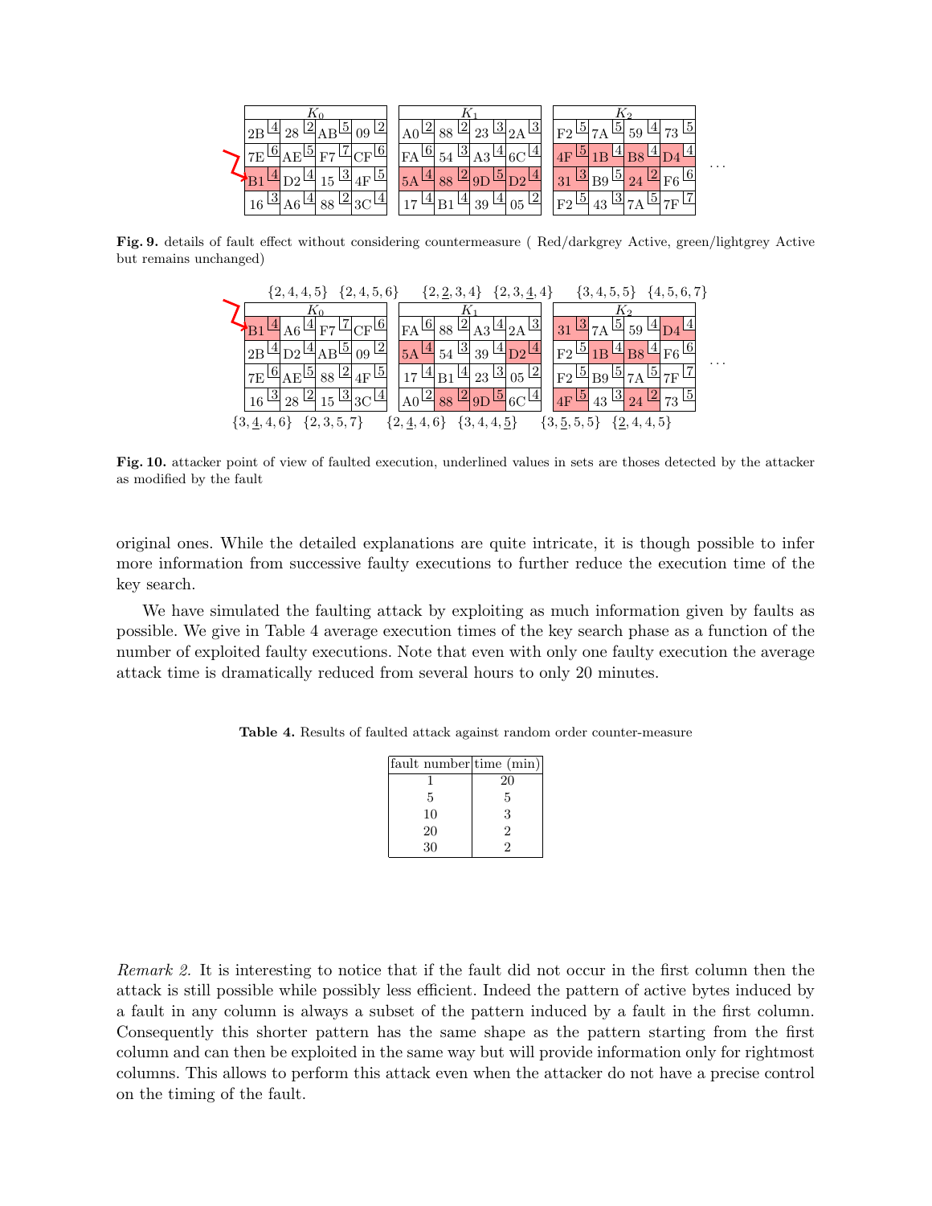| $K_0$ | | | |
|---|---|---|---|
| 2B 4 | 28 2 | AB 5 | 09 2 |
| 7E 6 | AE 5 | F7 7 | CF 6 |
| B1 4 | D2 4 | 15 3 | 4F 5 |
| 16 3 | A6 4 | 88 2 | 3C 4 |

| $K_1$ | | | |
|---|---|---|---|
| A0 2 | 88 2 | 23 3 | 2A 3 |
| FA 6 | 54 3 | A3 4 | 6C 4 |
| 5A 4 | 88 2 | 9D 5 | D2 4 |
| 17 4 | B1 4 | 39 4 | 05 2 |

| $K_2$ | | | |
|---|---|---|---|
| F2 5 | 7A 5 | 59 4 | 73 5 |
| 4F 5 | 1B 4 | B8 4 | D4 4 |
| 31 3 | B9 5 | 24 2 | F6 6 |
| F2 5 | 43 3 | 7A 5 | 7F 7 |

...

**Fig. 9.** details of fault effect without considering countermeasure ( Red/darkgrey Active, green/lightgrey Active but remains unchanged)

| $K_0$ | | | |
|---|---|---|---|
| B1 4 | A6 4 | F7 7 | CF 6 |
| 2B 4 | D2 4 | AB 5 | 09 2 |
| 7E 6 | AE 5 | 88 2 | 4F 5 |
| 16 3 | 28 2 | 15 3 | 3C 4 |

Above: $\{2, 4, 4, 5\}$ $\{2, 4, 5, 6\}$; below: $\{3, \underline{4}, 4, 6\}$ $\{2, 3, 5, 7\}$

| $K_1$ | | | |
|---|---|---|---|
| FA 6 | 88 2 | A3 4 | 2A 3 |
| 5A 4 | 54 3 | 39 4 | D2 4 |
| 17 4 | B1 4 | 23 3 | 05 2 |
| A0 2 | 88 2 | 9D 5 | 6C 4 |

Above: $\{2, \underline{2}, 3, 4\}$ $\{2, 3, \underline{4}, 4\}$; below: $\{2, \underline{4}, 4, 6\}$ $\{3, 4, 4, \underline{5}\}$

| $K_2$ | | | |
|---|---|---|---|
| 31 3 | 7A 5 | 59 4 | D4 4 |
| F2 5 | 1B 4 | B8 4 | F6 6 |
| F2 5 | B9 5 | 7A 5 | 7F 7 |
| 4F 5 | 43 3 | 24 2 | 73 5 |

Above: $\{3, 4, 5, 5\}$ $\{4, 5, 6, 7\}$; below: $\{3, \underline{5}, 5, 5\}$ $\{\underline{2}, 4, 4, 5\}$

...

**Fig. 10.** attacker point of view of faulted execution, underlined values in sets are thoses detected by the attacker as modified by the fault

original ones. While the detailed explanations are quite intricate, it is though possible to infer more information from successive faulty executions to further reduce the execution time of the key search.

We have simulated the faulting attack by exploiting as much information given by faults as possible. We give in Table 4 average execution times of the key search phase as a function of the number of exploited faulty executions. Note that even with only one faulty execution the average attack time is dramatically reduced from several hours to only 20 minutes.

**Table 4.** Results of faulted attack against random order counter-measure

| fault number | time (min) |
|---|---|
| 1 | 20 |
| 5 | 5 |
| 10 | 3 |
| 20 | 2 |
| 30 | 2 |

*Remark 2.* It is interesting to notice that if the fault did not occur in the first column then the attack is still possible while possibly less efficient. Indeed the pattern of active bytes induced by a fault in any column is always a subset of the pattern induced by a fault in the first column. Consequently this shorter pattern has the same shape as the pattern starting from the first column and can then be exploited in the same way but will provide information only for rightmost columns. This allows to perform this attack even when the attacker do not have a precise control on the timing of the fault.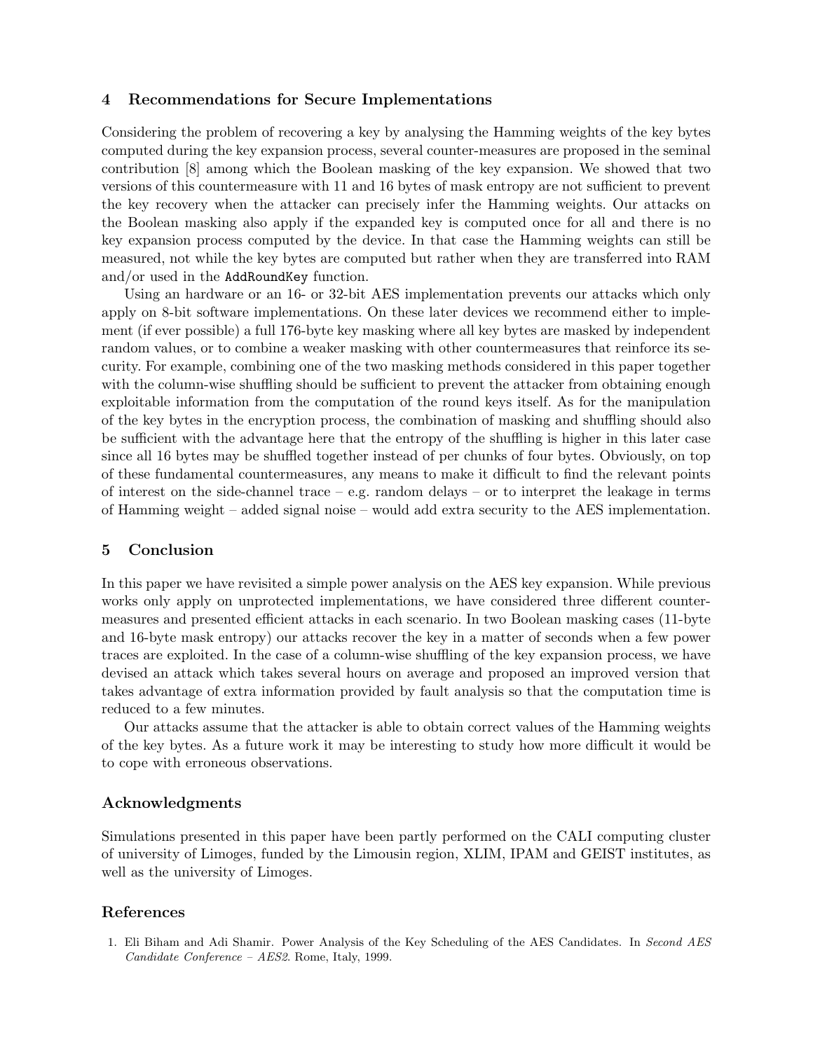## 4 Recommendations for Secure Implementations

Considering the problem of recovering a key by analysing the Hamming weights of the key bytes computed during the key expansion process, several counter-measures are proposed in the seminal contribution [8] among which the Boolean masking of the key expansion. We showed that two versions of this countermeasure with 11 and 16 bytes of mask entropy are not sufficient to prevent the key recovery when the attacker can precisely infer the Hamming weights. Our attacks on the Boolean masking also apply if the expanded key is computed once for all and there is no key expansion process computed by the device. In that case the Hamming weights can still be measured, not while the key bytes are computed but rather when they are transferred into RAM and/or used in the `AddRoundKey` function.

Using an hardware or an 16- or 32-bit AES implementation prevents our attacks which only apply on 8-bit software implementations. On these later devices we recommend either to implement (if ever possible) a full 176-byte key masking where all key bytes are masked by independent random values, or to combine a weaker masking with other countermeasures that reinforce its security. For example, combining one of the two masking methods considered in this paper together with the column-wise shuffling should be sufficient to prevent the attacker from obtaining enough exploitable information from the computation of the round keys itself. As for the manipulation of the key bytes in the encryption process, the combination of masking and shuffling should also be sufficient with the advantage here that the entropy of the shuffling is higher in this later case since all 16 bytes may be shuffled together instead of per chunks of four bytes. Obviously, on top of these fundamental countermeasures, any means to make it difficult to find the relevant points of interest on the side-channel trace – e.g. random delays – or to interpret the leakage in terms of Hamming weight – added signal noise – would add extra security to the AES implementation.

## 5 Conclusion

In this paper we have revisited a simple power analysis on the AES key expansion. While previous works only apply on unprotected implementations, we have considered three different countermeasures and presented efficient attacks in each scenario. In two Boolean masking cases (11-byte and 16-byte mask entropy) our attacks recover the key in a matter of seconds when a few power traces are exploited. In the case of a column-wise shuffling of the key expansion process, we have devised an attack which takes several hours on average and proposed an improved version that takes advantage of extra information provided by fault analysis so that the computation time is reduced to a few minutes.

Our attacks assume that the attacker is able to obtain correct values of the Hamming weights of the key bytes. As a future work it may be interesting to study how more difficult it would be to cope with erroneous observations.

### Acknowledgments

Simulations presented in this paper have been partly performed on the CALI computing cluster of university of Limoges, funded by the Limousin region, XLIM, IPAM and GEIST institutes, as well as the university of Limoges.

### References

1. Eli Biham and Adi Shamir. Power Analysis of the Key Scheduling of the AES Candidates. In *Second AES Candidate Conference – AES2*. Rome, Italy, 1999.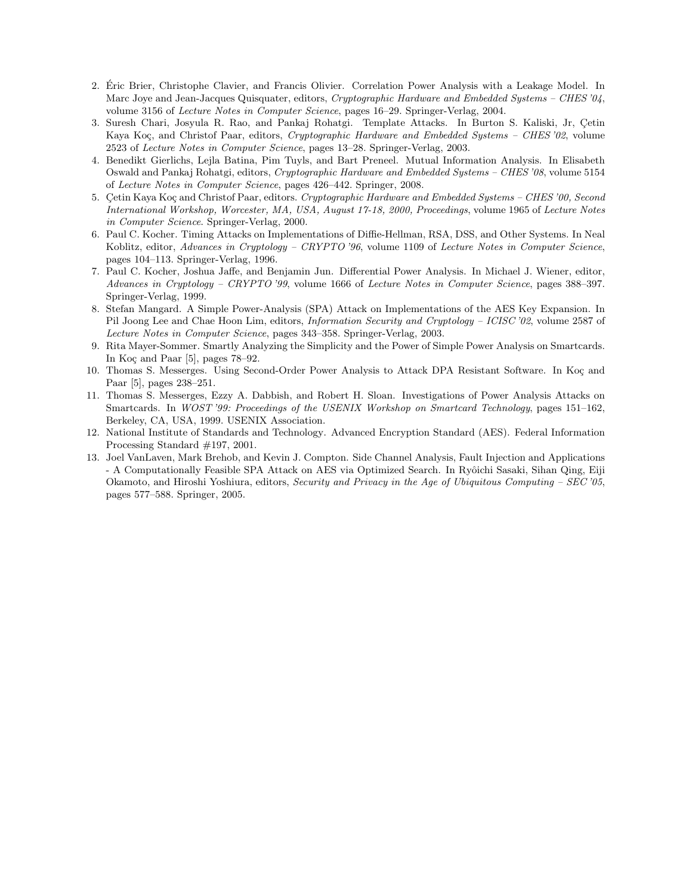2. Éric Brier, Christophe Clavier, and Francis Olivier. Correlation Power Analysis with a Leakage Model. In Marc Joye and Jean-Jacques Quisquater, editors, *Cryptographic Hardware and Embedded Systems – CHES '04*, volume 3156 of *Lecture Notes in Computer Science*, pages 16–29. Springer-Verlag, 2004.
3. Suresh Chari, Josyula R. Rao, and Pankaj Rohatgi. Template Attacks. In Burton S. Kaliski, Jr, Çetin Kaya Koç, and Christof Paar, editors, *Cryptographic Hardware and Embedded Systems – CHES '02*, volume 2523 of *Lecture Notes in Computer Science*, pages 13–28. Springer-Verlag, 2003.
4. Benedikt Gierlichs, Lejla Batina, Pim Tuyls, and Bart Preneel. Mutual Information Analysis. In Elisabeth Oswald and Pankaj Rohatgi, editors, *Cryptographic Hardware and Embedded Systems – CHES '08*, volume 5154 of *Lecture Notes in Computer Science*, pages 426–442. Springer, 2008.
5. Çetin Kaya Koç and Christof Paar, editors. *Cryptographic Hardware and Embedded Systems – CHES '00, Second International Workshop, Worcester, MA, USA, August 17-18, 2000, Proceedings*, volume 1965 of *Lecture Notes in Computer Science*. Springer-Verlag, 2000.
6. Paul C. Kocher. Timing Attacks on Implementations of Diffie-Hellman, RSA, DSS, and Other Systems. In Neal Koblitz, editor, *Advances in Cryptology – CRYPTO '96*, volume 1109 of *Lecture Notes in Computer Science*, pages 104–113. Springer-Verlag, 1996.
7. Paul C. Kocher, Joshua Jaffe, and Benjamin Jun. Differential Power Analysis. In Michael J. Wiener, editor, *Advances in Cryptology – CRYPTO '99*, volume 1666 of *Lecture Notes in Computer Science*, pages 388–397. Springer-Verlag, 1999.
8. Stefan Mangard. A Simple Power-Analysis (SPA) Attack on Implementations of the AES Key Expansion. In Pil Joong Lee and Chae Hoon Lim, editors, *Information Security and Cryptology – ICISC '02*, volume 2587 of *Lecture Notes in Computer Science*, pages 343–358. Springer-Verlag, 2003.
9. Rita Mayer-Sommer. Smartly Analyzing the Simplicity and the Power of Simple Power Analysis on Smartcards. In Koç and Paar [5], pages 78–92.
10. Thomas S. Messerges. Using Second-Order Power Analysis to Attack DPA Resistant Software. In Koç and Paar [5], pages 238–251.
11. Thomas S. Messerges, Ezzy A. Dabbish, and Robert H. Sloan. Investigations of Power Analysis Attacks on Smartcards. In *WOST '99: Proceedings of the USENIX Workshop on Smartcard Technology*, pages 151–162, Berkeley, CA, USA, 1999. USENIX Association.
12. National Institute of Standards and Technology. Advanced Encryption Standard (AES). Federal Information Processing Standard #197, 2001.
13. Joel VanLaven, Mark Brehob, and Kevin J. Compton. Side Channel Analysis, Fault Injection and Applications - A Computationally Feasible SPA Attack on AES via Optimized Search. In Ryôichi Sasaki, Sihan Qing, Eiji Okamoto, and Hiroshi Yoshiura, editors, *Security and Privacy in the Age of Ubiquitous Computing – SEC '05*, pages 577–588. Springer, 2005.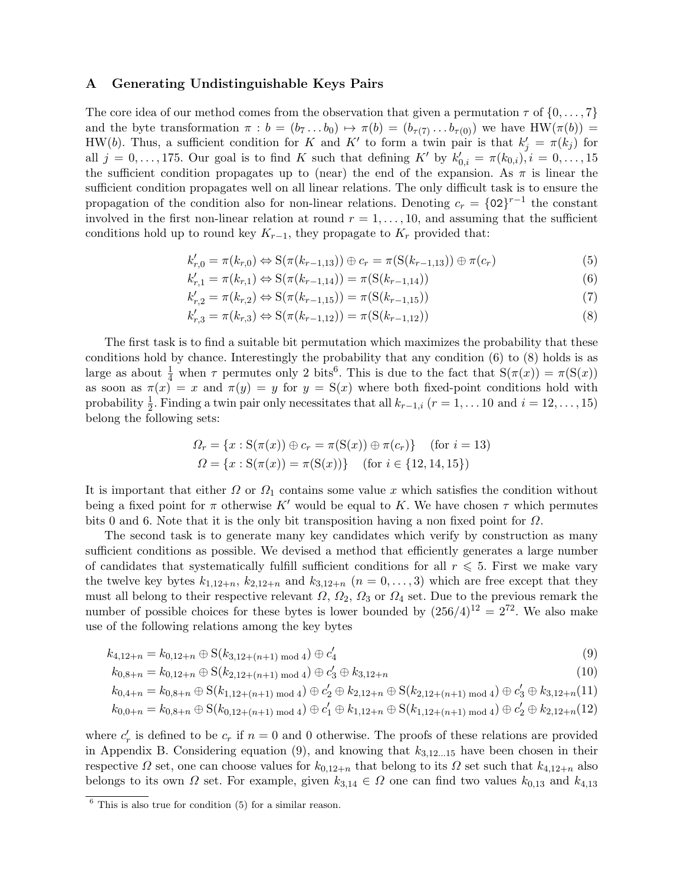## A Generating Undistinguishable Keys Pairs

The core idea of our method comes from the observation that given a permutation $\tau$ of $\{0,\ldots,7\}$ and the byte transformation $\pi : b = (b_7 \ldots b_0) \mapsto \pi(b) = (b_{\tau(7)} \ldots b_{\tau(0)})$ we have $\mathrm{HW}(\pi(b)) = \mathrm{HW}(b)$. Thus, a sufficient condition for $K$ and $K'$ to form a twin pair is that $k'_j = \pi(k_j)$ for all $j = 0,\ldots,175$. Our goal is to find $K$ such that defining $K'$ by $k'_{0,i} = \pi(k_{0,i}), i = 0,\ldots,15$ the sufficient condition propagates up to (near) the end of the expansion. As $\pi$ is linear the sufficient condition propagates well on all linear relations. The only difficult task is to ensure the propagation of the condition also for non-linear relations. Denoting $c_r = \{02\}^{r-1}$ the constant involved in the first non-linear relation at round $r = 1,\ldots,10$, and assuming that the sufficient conditions hold up to round key $K_{r-1}$, they propagate to $K_r$ provided that:

$$k'_{r,0} = \pi(k_{r,0}) \Leftrightarrow \mathrm{S}(\pi(k_{r-1,13})) \oplus c_r = \pi(\mathrm{S}(k_{r-1,13})) \oplus \pi(c_r) \tag{5}$$

$$k'_{r,1} = \pi(k_{r,1}) \Leftrightarrow \mathrm{S}(\pi(k_{r-1,14})) = \pi(\mathrm{S}(k_{r-1,14})) \tag{6}$$

$$k'_{r,2} = \pi(k_{r,2}) \Leftrightarrow \mathrm{S}(\pi(k_{r-1,15})) = \pi(\mathrm{S}(k_{r-1,15})) \tag{7}$$

$$k'_{r,3} = \pi(k_{r,3}) \Leftrightarrow \mathrm{S}(\pi(k_{r-1,12})) = \pi(\mathrm{S}(k_{r-1,12})) \tag{8}$$

The first task is to find a suitable bit permutation which maximizes the probability that these conditions hold by chance. Interestingly the probability that any condition (6) to (8) holds is as large as about $\frac{1}{4}$ when $\tau$ permutes only 2 bits[6]. This is due to the fact that $\mathrm{S}(\pi(x)) = \pi(\mathrm{S}(x))$ as soon as $\pi(x) = x$ and $\pi(y) = y$ for $y = \mathrm{S}(x)$ where both fixed-point conditions hold with probability $\frac{1}{2}$. Finding a twin pair only necessitates that all $k_{r-1,i}$ ($r = 1,\ldots 10$ and $i = 12,\ldots,15$) belong the following sets:

$$\Omega_r = \{x : \mathrm{S}(\pi(x)) \oplus c_r = \pi(\mathrm{S}(x)) \oplus \pi(c_r)\} \quad (\text{for } i = 13)$$

$$\Omega = \{x : \mathrm{S}(\pi(x)) = \pi(\mathrm{S}(x))\} \quad (\text{for } i \in \{12, 14, 15\})$$

It is important that either $\Omega$ or $\Omega_1$ contains some value $x$ which satisfies the condition without being a fixed point for $\pi$ otherwise $K'$ would be equal to $K$. We have chosen $\tau$ which permutes bits 0 and 6. Note that it is the only bit transposition having a non fixed point for $\Omega$.

The second task is to generate many key candidates which verify by construction as many sufficient conditions as possible. We devised a method that efficiently generates a large number of candidates that systematically fulfill sufficient conditions for all $r \leqslant 5$. First we make vary the twelve key bytes $k_{1,12+n}$, $k_{2,12+n}$ and $k_{3,12+n}$ ($n = 0,\ldots,3$) which are free except that they must all belong to their respective relevant $\Omega$, $\Omega_2$, $\Omega_3$ or $\Omega_4$ set. Due to the previous remark the number of possible choices for these bytes is lower bounded by $(256/4)^{12} = 2^{72}$. We also make use of the following relations among the key bytes

$$k_{4,12+n} = k_{0,12+n} \oplus \mathrm{S}(k_{3,12+(n+1) \bmod 4}) \oplus c'_4 \tag{9}$$

$$k_{0,8+n} = k_{0,12+n} \oplus \mathrm{S}(k_{2,12+(n+1) \bmod 4}) \oplus c'_3 \oplus k_{3,12+n} \tag{10}$$

$$k_{0,4+n} = k_{0,8+n} \oplus \mathrm{S}(k_{1,12+(n+1) \bmod 4}) \oplus c'_2 \oplus k_{2,12+n} \oplus \mathrm{S}(k_{2,12+(n+1) \bmod 4}) \oplus c'_3 \oplus k_{3,12+n} \tag{11}$$

$$k_{0,0+n} = k_{0,8+n} \oplus \mathrm{S}(k_{0,12+(n+1) \bmod 4}) \oplus c'_1 \oplus k_{1,12+n} \oplus \mathrm{S}(k_{1,12+(n+1) \bmod 4}) \oplus c'_2 \oplus k_{2,12+n} \tag{12}$$

where $c'_r$ is defined to be $c_r$ if $n = 0$ and 0 otherwise. The proofs of these relations are provided in Appendix B. Considering equation (9), and knowing that $k_{3,12\ldots15}$ have been chosen in their respective $\Omega$ set, one can choose values for $k_{0,12+n}$ that belong to its $\Omega$ set such that $k_{4,12+n}$ also belongs to its own $\Omega$ set. For example, given $k_{3,14} \in \Omega$ one can find two values $k_{0,13}$ and $k_{4,13}$

[6] This is also true for condition (5) for a similar reason.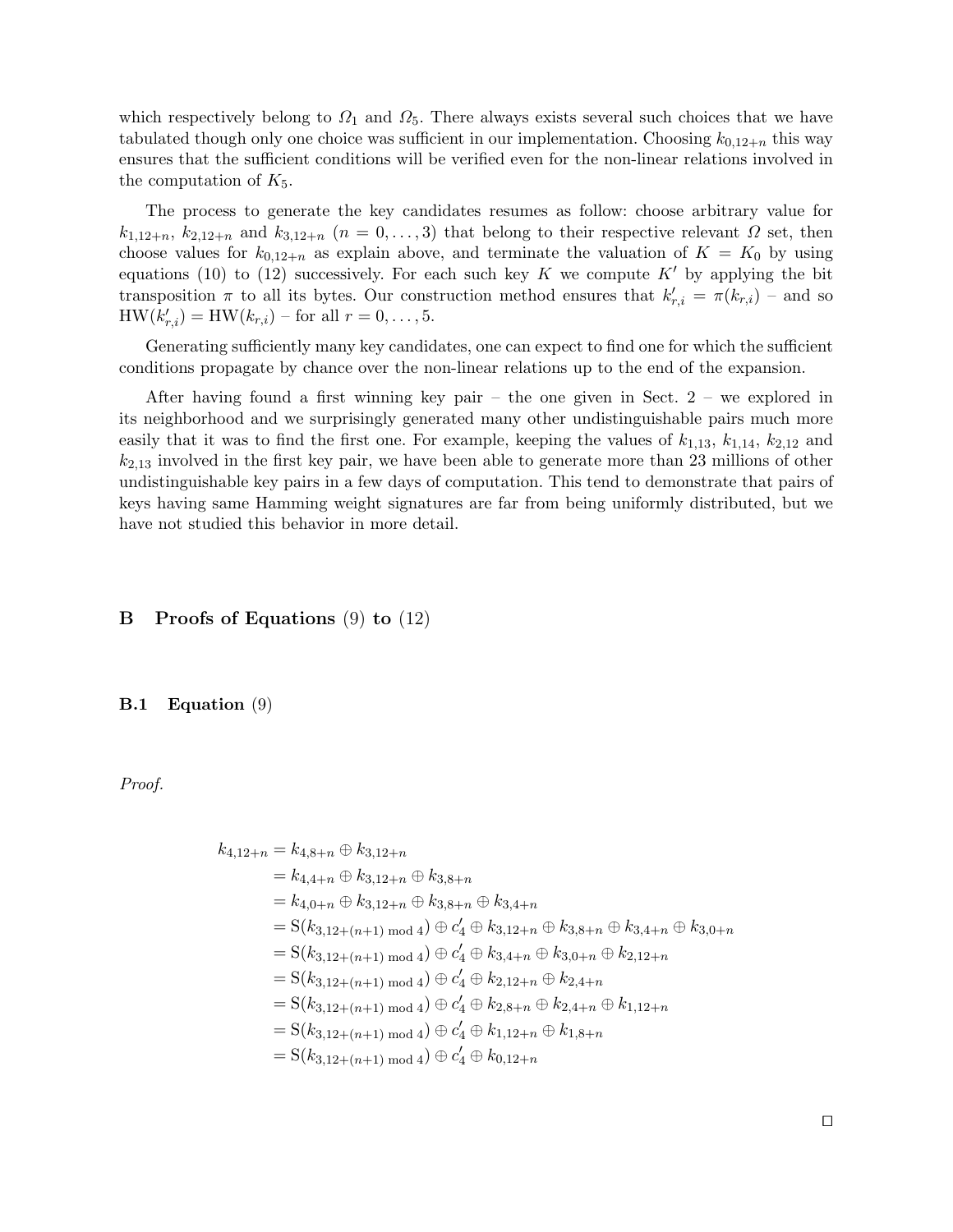which respectively belong to $\Omega_1$ and $\Omega_5$. There always exists several such choices that we have tabulated though only one choice was sufficient in our implementation. Choosing $k_{0,12+n}$ this way ensures that the sufficient conditions will be verified even for the non-linear relations involved in the computation of $K_5$.

The process to generate the key candidates resumes as follow: choose arbitrary value for $k_{1,12+n}$, $k_{2,12+n}$ and $k_{3,12+n}$ ($n = 0, \ldots, 3$) that belong to their respective relevant $\Omega$ set, then choose values for $k_{0,12+n}$ as explain above, and terminate the valuation of $K = K_0$ by using equations (10) to (12) successively. For each such key $K$ we compute $K'$ by applying the bit transposition $\pi$ to all its bytes. Our construction method ensures that $k'_{r,i} = \pi(k_{r,i})$ – and so $\mathrm{HW}(k'_{r,i}) = \mathrm{HW}(k_{r,i})$ – for all $r = 0, \ldots, 5$.

Generating sufficiently many key candidates, one can expect to find one for which the sufficient conditions propagate by chance over the non-linear relations up to the end of the expansion.

After having found a first winning key pair – the one given in Sect. 2 – we explored in its neighborhood and we surprisingly generated many other undistinguishable pairs much more easily that it was to find the first one. For example, keeping the values of $k_{1,13}$, $k_{1,14}$, $k_{2,12}$ and $k_{2,13}$ involved in the first key pair, we have been able to generate more than 23 millions of other undistinguishable key pairs in a few days of computation. This tend to demonstrate that pairs of keys having same Hamming weight signatures are far from being uniformly distributed, but we have not studied this behavior in more detail.

# B Proofs of Equations (9) to (12)

## B.1 Equation (9)

*Proof.*

$$
\begin{aligned}
k_{4,12+n} &= k_{4,8+n} \oplus k_{3,12+n} \\
&= k_{4,4+n} \oplus k_{3,12+n} \oplus k_{3,8+n} \\
&= k_{4,0+n} \oplus k_{3,12+n} \oplus k_{3,8+n} \oplus k_{3,4+n} \\
&= \mathrm{S}(k_{3,12+(n+1) \bmod 4}) \oplus c'_4 \oplus k_{3,12+n} \oplus k_{3,8+n} \oplus k_{3,4+n} \oplus k_{3,0+n} \\
&= \mathrm{S}(k_{3,12+(n+1) \bmod 4}) \oplus c'_4 \oplus k_{3,4+n} \oplus k_{3,0+n} \oplus k_{2,12+n} \\
&= \mathrm{S}(k_{3,12+(n+1) \bmod 4}) \oplus c'_4 \oplus k_{2,12+n} \oplus k_{2,4+n} \\
&= \mathrm{S}(k_{3,12+(n+1) \bmod 4}) \oplus c'_4 \oplus k_{2,8+n} \oplus k_{2,4+n} \oplus k_{1,12+n} \\
&= \mathrm{S}(k_{3,12+(n+1) \bmod 4}) \oplus c'_4 \oplus k_{1,12+n} \oplus k_{1,8+n} \\
&= \mathrm{S}(k_{3,12+(n+1) \bmod 4}) \oplus c'_4 \oplus k_{0,12+n}
\end{aligned}
$$

□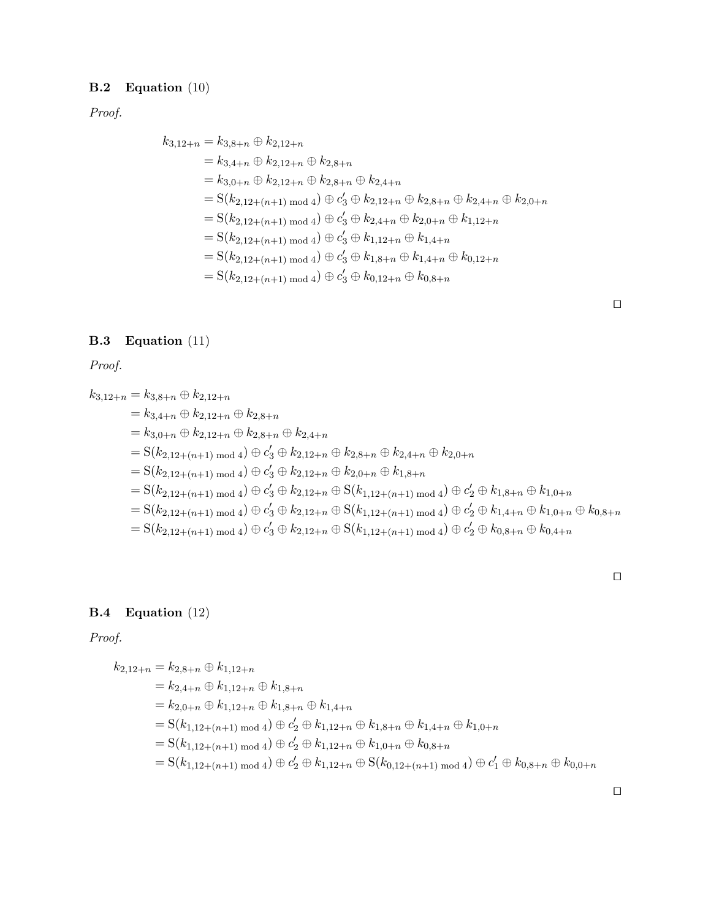### B.2 Equation (10)

*Proof.*

$$
\begin{aligned}
k_{3,12+n} &= k_{3,8+n} \oplus k_{2,12+n} \\
&= k_{3,4+n} \oplus k_{2,12+n} \oplus k_{2,8+n} \\
&= k_{3,0+n} \oplus k_{2,12+n} \oplus k_{2,8+n} \oplus k_{2,4+n} \\
&= \mathrm{S}(k_{2,12+(n+1) \bmod 4}) \oplus c'_3 \oplus k_{2,12+n} \oplus k_{2,8+n} \oplus k_{2,4+n} \oplus k_{2,0+n} \\
&= \mathrm{S}(k_{2,12+(n+1) \bmod 4}) \oplus c'_3 \oplus k_{2,4+n} \oplus k_{2,0+n} \oplus k_{1,12+n} \\
&= \mathrm{S}(k_{2,12+(n+1) \bmod 4}) \oplus c'_3 \oplus k_{1,12+n} \oplus k_{1,4+n} \\
&= \mathrm{S}(k_{2,12+(n+1) \bmod 4}) \oplus c'_3 \oplus k_{1,8+n} \oplus k_{1,4+n} \oplus k_{0,12+n} \\
&= \mathrm{S}(k_{2,12+(n+1) \bmod 4}) \oplus c'_3 \oplus k_{0,12+n} \oplus k_{0,8+n}
\end{aligned}
$$

□

### B.3 Equation (11)

*Proof.*

$$
\begin{aligned}
k_{3,12+n} &= k_{3,8+n} \oplus k_{2,12+n} \\
&= k_{3,4+n} \oplus k_{2,12+n} \oplus k_{2,8+n} \\
&= k_{3,0+n} \oplus k_{2,12+n} \oplus k_{2,8+n} \oplus k_{2,4+n} \\
&= \mathrm{S}(k_{2,12+(n+1) \bmod 4}) \oplus c'_3 \oplus k_{2,12+n} \oplus k_{2,8+n} \oplus k_{2,4+n} \oplus k_{2,0+n} \\
&= \mathrm{S}(k_{2,12+(n+1) \bmod 4}) \oplus c'_3 \oplus k_{2,12+n} \oplus k_{2,0+n} \oplus k_{1,8+n} \\
&= \mathrm{S}(k_{2,12+(n+1) \bmod 4}) \oplus c'_3 \oplus k_{2,12+n} \oplus \mathrm{S}(k_{1,12+(n+1) \bmod 4}) \oplus c'_2 \oplus k_{1,8+n} \oplus k_{1,0+n} \\
&= \mathrm{S}(k_{2,12+(n+1) \bmod 4}) \oplus c'_3 \oplus k_{2,12+n} \oplus \mathrm{S}(k_{1,12+(n+1) \bmod 4}) \oplus c'_2 \oplus k_{1,4+n} \oplus k_{1,0+n} \oplus k_{0,8+n} \\
&= \mathrm{S}(k_{2,12+(n+1) \bmod 4}) \oplus c'_3 \oplus k_{2,12+n} \oplus \mathrm{S}(k_{1,12+(n+1) \bmod 4}) \oplus c'_2 \oplus k_{0,8+n} \oplus k_{0,4+n}
\end{aligned}
$$

□

### B.4 Equation (12)

*Proof.*

$$
\begin{aligned}
k_{2,12+n} &= k_{2,8+n} \oplus k_{1,12+n} \\
&= k_{2,4+n} \oplus k_{1,12+n} \oplus k_{1,8+n} \\
&= k_{2,0+n} \oplus k_{1,12+n} \oplus k_{1,8+n} \oplus k_{1,4+n} \\
&= \mathrm{S}(k_{1,12+(n+1) \bmod 4}) \oplus c'_2 \oplus k_{1,12+n} \oplus k_{1,8+n} \oplus k_{1,4+n} \oplus k_{1,0+n} \\
&= \mathrm{S}(k_{1,12+(n+1) \bmod 4}) \oplus c'_2 \oplus k_{1,12+n} \oplus k_{1,0+n} \oplus k_{0,8+n} \\
&= \mathrm{S}(k_{1,12+(n+1) \bmod 4}) \oplus c'_2 \oplus k_{1,12+n} \oplus \mathrm{S}(k_{0,12+(n+1) \bmod 4}) \oplus c'_1 \oplus k_{0,8+n} \oplus k_{0,0+n}
\end{aligned}
$$

□